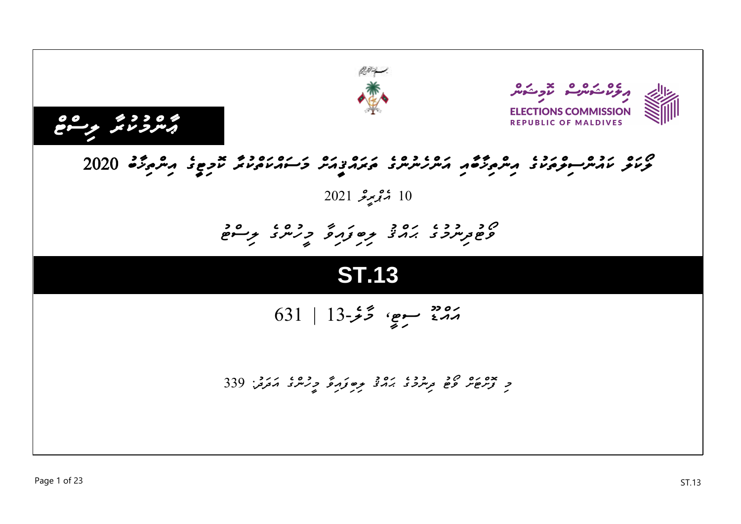އިލެކްޝަންސް ކޮމިޝަން

ELECTIONS COMMISSION
REPUBLIC OF MALDIVES

އާންމުކުރާ ލިސްޓް

# ލޯކަލް ކައުންސިލްތަކުގެ އިންތިޚާބާއި އަންހެނުންގެ ތަރައްޤީއަށް މަސައްކަތްކުރާ ކޮމިޓީގެ އިންތިޚާބު 2020

10 އޭޕްރިލް 2021

## ވޯޓުދިނުމުގެ ޙައްޤު ލިބިފައިވާ މީހުންގެ ލިސްޓު

# ST.13

## އައްޑޫ ސިޓީ، މާލެ-13 | 631

މި ފޯމްބަރަށް ވޯޓު ދިނުމުގެ ޙައްޤު ލިބިފައިވާ މީހުންގެ އަދަދު: 339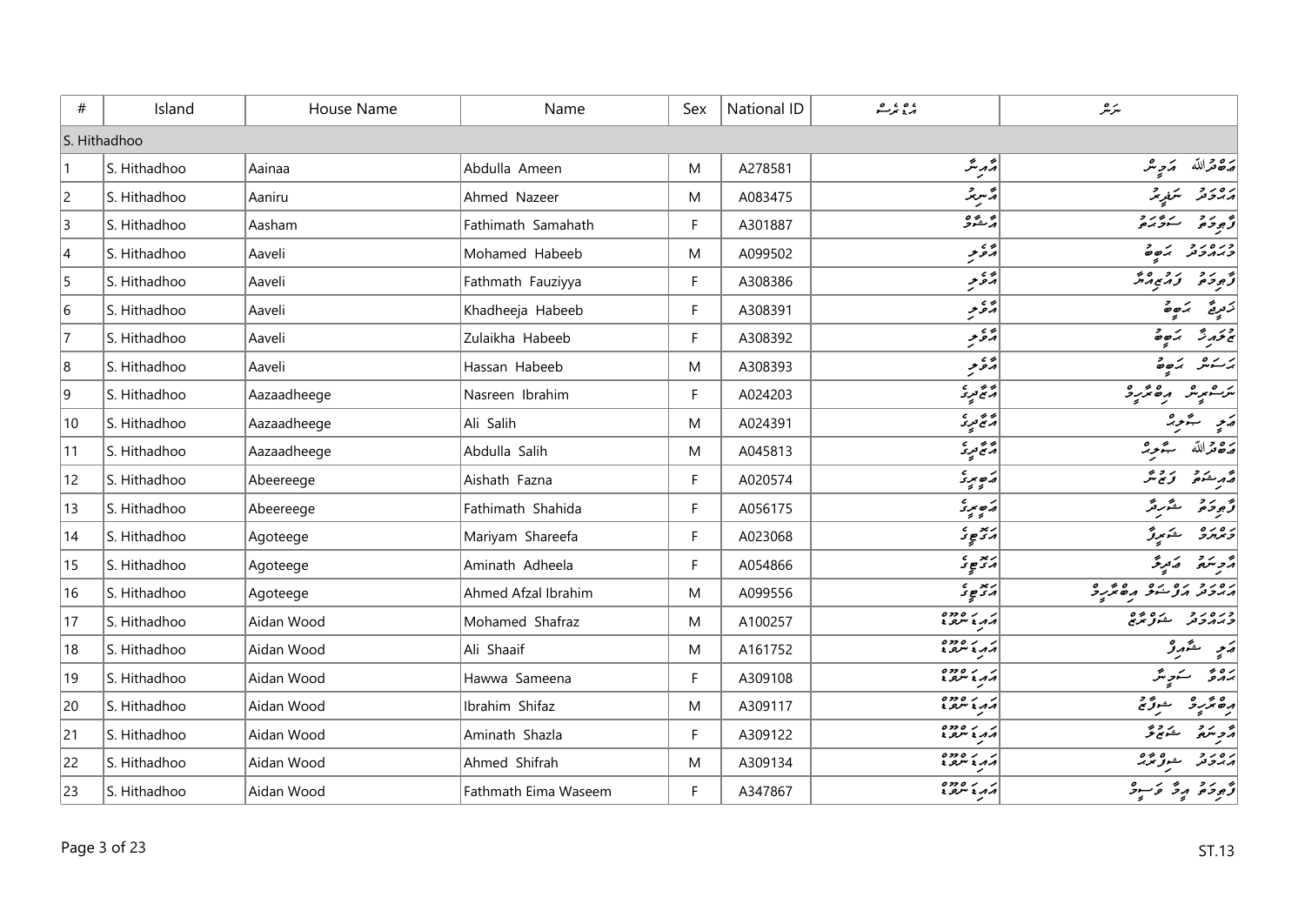| # | Island | House Name | Name | Sex | National ID | ގެއުގެ ނަން | ނަން |
|---|---|---|---|---|---|---|---|
| S. Hithadhoo | | | | | | | |
| 1 | S. Hithadhoo | Aainaa | Abdulla Ameen | M | A278581 | އާއިނާ | އަބްދުﷲ އަމީން |
| 2 | S. Hithadhoo | Aaniru | Ahmed Nazeer | M | A083475 | އާނިރު | އަހްމަދު ނަޒީރު |
| 3 | S. Hithadhoo | Aasham | Fathimath Samahath | F | A301887 | އާޝަމް | ފާތިމަތު ސަމާހަތު |
| 4 | S. Hithadhoo | Aaveli | Mohamed Habeeb | M | A099502 | އާވެލި | މުހައްމަދު ހަބީބު |
| 5 | S. Hithadhoo | Aaveli | Fathmath Fauziyya | F | A308386 | އާވެލި | ފާތިމަތު ފައުޒިއްޔާ |
| 6 | S. Hithadhoo | Aaveli | Khadheeja Habeeb | F | A308391 | އާވެލި | ޚަދީޖާ ހަބީބު |
| 7 | S. Hithadhoo | Aaveli | Zulaikha Habeeb | F | A308392 | އާވެލި | ޒުލައިޚާ ހަބީބު |
| 8 | S. Hithadhoo | Aaveli | Hassan Habeeb | M | A308393 | އާވެލި | ހަސަން ހަބީބު |
| 9 | S. Hithadhoo | Aazaadheege | Nasreen Ibrahim | F | A024203 | އާޒާދީގެ | ނަސްރީން އިބްރާހިމް |
| 10 | S. Hithadhoo | Aazaadheege | Ali Salih | M | A024391 | އާޒާދީގެ | އަލި ސާލިހު |
| 11 | S. Hithadhoo | Aazaadheege | Abdulla Salih | M | A045813 | އާޒާދީގެ | އަބްދުﷲ ސާލިހު |
| 12 | S. Hithadhoo | Abeereege | Aishath Fazna | F | A020574 | އަބީރީގެ | އައިޝަތު ފަޒްނާ |
| 13 | S. Hithadhoo | Abeereege | Fathimath Shahida | F | A056175 | އަބީރީގެ | ފާތިމަތު ޝާހިދާ |
| 14 | S. Hithadhoo | Agoteege | Mariyam Shareefa | F | A023068 | އަގޯޓީގެ | މަރިޔަމް ޝަރީފާ |
| 15 | S. Hithadhoo | Agoteege | Aminath Adheela | F | A054866 | އަގޯޓީގެ | އާމިނަތު އަދީލާ |
| 16 | S. Hithadhoo | Agoteege | Ahmed Afzal Ibrahim | M | A099556 | އަގޯޓީގެ | އަހްމަދު އަފްޒަލް އިބްރާހިމް |
| 17 | S. Hithadhoo | Aidan Wood | Mohamed Shafraz | M | A100257 | އައިޑަން ވުޑް | މުހައްމަދު ޝަފްރާޒު |
| 18 | S. Hithadhoo | Aidan Wood | Ali Shaaif | M | A161752 | އައިޑަން ވުޑް | އަލި ޝާއިފު |
| 19 | S. Hithadhoo | Aidan Wood | Hawwa Sameena | F | A309108 | އައިޑަން ވުޑް | ހައްވާ ސަމީނާ |
| 20 | S. Hithadhoo | Aidan Wood | Ibrahim Shifaz | M | A309117 | އައިޑަން ވުޑް | އިބްރާހިމް ޝިފާޒު |
| 21 | S. Hithadhoo | Aidan Wood | Aminath Shazla | F | A309122 | އައިޑަން ވުޑް | އާމިނަތު ޝަޒުލާ |
| 22 | S. Hithadhoo | Aidan Wood | Ahmed Shifrah | M | A309134 | އައިޑަން ވުޑް | އަހްމަދު ޝިފްރާހު |
| 23 | S. Hithadhoo | Aidan Wood | Fathmath Eima Waseem | F | A347867 | އައިޑަން ވުޑް | ފާތިމަތު އީމާ ވަސީމް |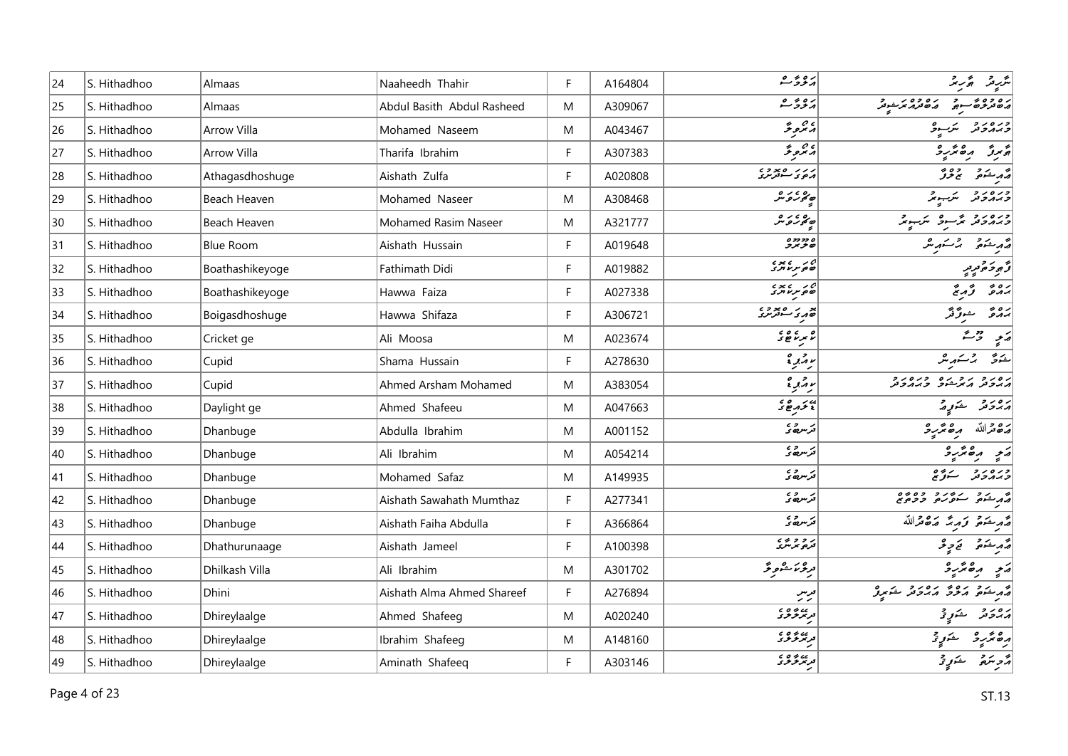| 24 | S. Hithadhoo | Almaas | Naaheedh Thahir | F | A164804 | އަލްމާސް | ނާހީދު ތާހިރު |
|---|---|---|---|---|---|---|---|
| 25 | S. Hithadhoo | Almaas | Abdul Basith Abdul Rasheed | M | A309067 | އަލްމާސް | އަބްދުލްބާސިތު އަބްދުއްރަޝީދު |
| 26 | S. Hithadhoo | Arrow Villa | Mohamed Naseem | M | A043467 | އެރޯވިލާ | މުޙައްމަދު ނަސީމް |
| 27 | S. Hithadhoo | Arrow Villa | Tharifa Ibrahim | F | A307383 | އެރޯވިލާ | ތާރިފާ އިބްރާހީމް |
| 28 | S. Hithadhoo | Athagasdhoshuge | Aishath Zulfa | F | A020808 | އަތަގަސްދޮށުގެ | އައިޝަތު ޒުލްފާ |
| 29 | S. Hithadhoo | Beach Heaven | Mohamed Naseer | M | A308468 | ބީޗްހެވަން | މުޙައްމަދު ނަސީރު |
| 30 | S. Hithadhoo | Beach Heaven | Mohamed Rasim Naseer | M | A321777 | ބީޗްހެވަން | މުޙައްމަދު ރާސިމް ނަސީރު |
| 31 | S. Hithadhoo | Blue Room | Aishath Hussain | F | A019648 | ބްލޫރޫމް | އައިޝަތު ހުސައިން |
| 32 | S. Hithadhoo | Boathashikeyoge | Fathimath Didi | F | A019882 | ބޯތަށިކެޔޮގެ | ފާތިމަތު ދީދީ |
| 33 | S. Hithadhoo | Boathashikeyoge | Hawwa Faiza | F | A027338 | ބޯތަށިކެޔޮގެ | ހައްވާ ފާއިޒާ |
| 34 | S. Hithadhoo | Boigasdhoshuge | Hawwa Shifaza | F | A306721 | ބޮއިގަސްދޮށުގެ | ހައްވާ ޝިފާޒާ |
| 35 | S. Hithadhoo | Cricket ge | Ali Moosa | M | A023674 | ކްރިކެޓްގެ | އަލީ މޫސާ |
| 36 | S. Hithadhoo | Cupid | Shama Hussain | F | A278630 | ކިއުޕިޑް | ޝަމާ ހުސައިން |
| 37 | S. Hithadhoo | Cupid | Ahmed Arsham Mohamed | M | A383054 | ކިއުޕިޑް | އަޙްމަދު އަރުޝަމް މުޙައްމަދު |
| 38 | S. Hithadhoo | Daylight ge | Ahmed Shafeeu | M | A047663 | ޑޭލައިޓްގެ | އަޙްމަދު ޝަފީޢު |
| 39 | S. Hithadhoo | Dhanbuge | Abdulla Ibrahim | M | A001152 | ދަންބުގެ | އަބްދުﷲ އިބްރާހީމް |
| 40 | S. Hithadhoo | Dhanbuge | Ali Ibrahim | M | A054214 | ދަންބުގެ | އަލީ އިބްރާހީމް |
| 41 | S. Hithadhoo | Dhanbuge | Mohamed Safaz | M | A149935 | ދަންބުގެ | މުޙައްމަދު ސަފާޒް |
| 42 | S. Hithadhoo | Dhanbuge | Aishath Sawahath Mumthaz | F | A277341 | ދަންބުގެ | އައިޝަތު ސަވާހަތު މުމްތާޒް |
| 43 | S. Hithadhoo | Dhanbuge | Aishath Faiha Abdulla | F | A366864 | ދަންބުގެ | އައިޝަތު ފައިހާ އަބްދުﷲ |
| 44 | S. Hithadhoo | Dhathurunaage | Aishath Jameel | F | A100398 | ދަތުރުނާގެ | އައިޝަތު ޖަމީލް |
| 45 | S. Hithadhoo | Dhilkash Villa | Ali Ibrahim | M | A301702 | ދިލްކަޝްވިލާ | އަލީ އިބްރާހީމް |
| 46 | S. Hithadhoo | Dhini | Aishath Alma Ahmed Shareef | F | A276894 | ދިނި | އައިޝަތު އަލްމާ އަޙްމަދު ޝަރީފް |
| 47 | S. Hithadhoo | Dhireylaalge | Ahmed Shafeeg | M | A020240 | ދިރޭލާލްގެ | އަޙްމަދު ޝަފީގު |
| 48 | S. Hithadhoo | Dhireylaalge | Ibrahim Shafeeg | M | A148160 | ދިރޭލާލްގެ | އިބްރާހީމް ޝަފީގު |
| 49 | S. Hithadhoo | Dhireylaalge | Aminath Shafeeq | F | A303146 | ދިރޭލާލްގެ | އާމިނަތު ޝަފީޤު |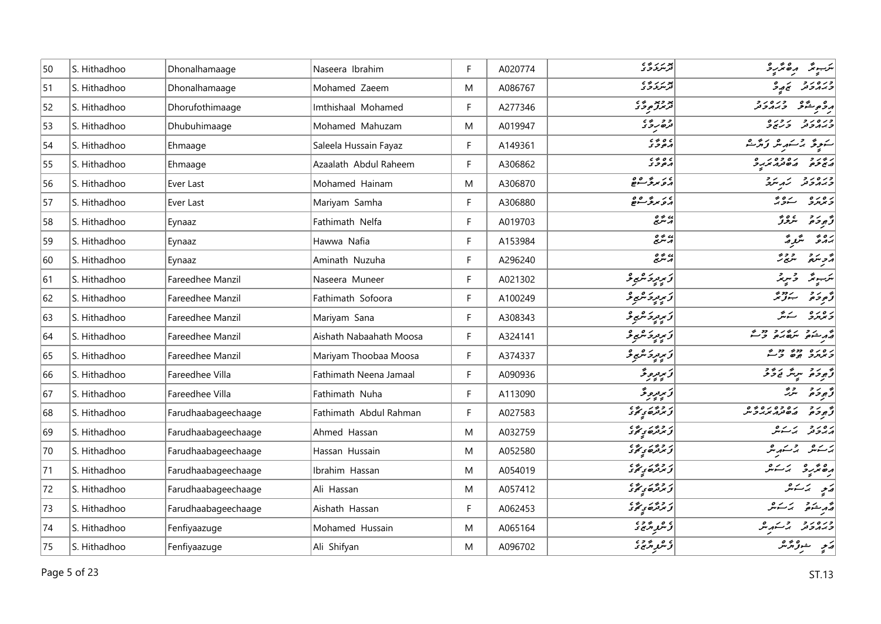| 50 | S. Hithadhoo | Dhonalhamaage | Naseera Ibrahim | F | A020774 | ދޮނަޅަމާގެ | ނަސީރާ އިބްރާހީމް |
|---|---|---|---|---|---|---|---|
| 51 | S. Hithadhoo | Dhonalhamaage | Mohamed Zaeem | M | A086767 | ދޮނަޅަމާގެ | މުޙައްމަދު ޒަޢީމް |
| 52 | S. Hithadhoo | Dhorufothimaage | Imthishaal Mohamed | F | A277346 | ދޮރުފޮތިމާގެ | އިމްތިޝާލް މުޙައްމަދު |
| 53 | S. Hithadhoo | Dhubuhimaage | Mohamed Mahuzam | M | A019947 | ދުބުހިމާގެ | މުޙައްމަދު މަހުޒަމް |
| 54 | S. Hithadhoo | Ehmaage | Saleela Hussain Fayaz | F | A149361 | އެހްމާގެ | ސަލީލާ ހުސައިން ފައްޔާޒް |
| 55 | S. Hithadhoo | Ehmaage | Azaalath Abdul Raheem | F | A306862 | އެހްމާގެ | އަޒާލަތު އަބްދުއްރަޙީމް |
| 56 | S. Hithadhoo | Ever Last | Mohamed Hainam | M | A306870 | އެވަރލާސްޓް | މުޙައްމަދު ހައިނަމް |
| 57 | S. Hithadhoo | Ever Last | Mariyam Samha | F | A306880 | އެވަރލާސްޓް | މަރިޔަމް ސަމްހާ |
| 58 | S. Hithadhoo | Eynaaz | Fathimath Nelfa | F | A019703 | އޭނާޒް | ފާތިމަތު ނެލްފާ |
| 59 | S. Hithadhoo | Eynaaz | Hawwa Nafia | F | A153984 | އޭނާޒް | ހައްވާ ނާފިއާ |
| 60 | S. Hithadhoo | Eynaaz | Aminath Nuzuha | F | A296240 | އޭނާޒް | އާމިނަތު ނުޒުހާ |
| 61 | S. Hithadhoo | Fareedhee Manzil | Naseera Muneer | F | A021302 | ފަރީދީމަންޒިލް | ނަސީރާ މުނީރު |
| 62 | S. Hithadhoo | Fareedhee Manzil | Fathimath Sofoora | F | A100249 | ފަރީދީމަންޒިލް | ފާތިމަތު ސަފޫރާ |
| 63 | S. Hithadhoo | Fareedhee Manzil | Mariyam Sana | F | A308343 | ފަރީދީމަންޒިލް | މަރިޔަމް ސަނާ |
| 64 | S. Hithadhoo | Fareedhee Manzil | Aishath Nabaahath Moosa | F | A324141 | ފަރީދީމަންޒިލް | އައިޝަތު ނަބާހަތު މޫސާ |
| 65 | S. Hithadhoo | Fareedhee Manzil | Mariyam Thoobaa Moosa | F | A374337 | ފަރީދީމަންޒިލް | މަރިޔަމް ޠޫބާ މޫސާ |
| 66 | S. Hithadhoo | Fareedhee Villa | Fathimath Neena Jamaal | F | A090936 | ފަރީދީވިލާ | ފާތިމަތު ނީނާ ޖަމާލް |
| 67 | S. Hithadhoo | Fareedhee Villa | Fathimath Nuha | F | A113090 | ފަރީދީވިލާ | ފާތިމަތު ނުހާ |
| 68 | S. Hithadhoo | Farudhaabageechaage | Fathimath Abdul Rahman | F | A027583 | ފަރުދާބަގީޗާގެ | ފާތިމަތު އަބްދުއްރަޙްމާން |
| 69 | S. Hithadhoo | Farudhaabageechaage | Ahmed Hassan | M | A032759 | ފަރުދާބަގީޗާގެ | އަޙްމަދު ޙަސަން |
| 70 | S. Hithadhoo | Farudhaabageechaage | Hassan Hussain | M | A052580 | ފަރުދާބަގީޗާގެ | ޙަސަން ޙުސައިން |
| 71 | S. Hithadhoo | Farudhaabageechaage | Ibrahim Hassan | M | A054019 | ފަރުދާބަގީޗާގެ | އިބްރާހީމް ޙަސަން |
| 72 | S. Hithadhoo | Farudhaabageechaage | Ali Hassan | M | A057412 | ފަރުދާބަގީޗާގެ | އަލި ޙަސަން |
| 73 | S. Hithadhoo | Farudhaabageechaage | Aishath Hassan | F | A062453 | ފަރުދާބަގީޗާގެ | އައިޝަތު ޙަސަން |
| 74 | S. Hithadhoo | Fenfiyaazuge | Mohamed Hussain | M | A065164 | ފެންފިޔާޒުގެ | މުޙައްމަދު ޙުސައިން |
| 75 | S. Hithadhoo | Fenfiyaazuge | Ali Shifyan | M | A096702 | ފެންފިޔާޒުގެ | އަލި ޝިފްޔާން |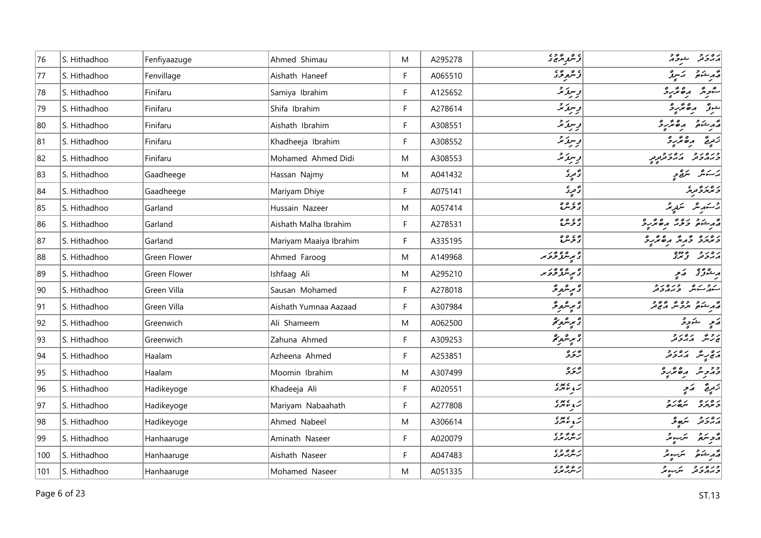| 76 | S. Hithadhoo | Fenfiyaazuge | Ahmed Shimau | M | A295278 | ڤެންފިޔާޒުގެ | އަޙްމަދު ޝިމާއު |
|---|---|---|---|---|---|---|---|
| 77 | S. Hithadhoo | Fenvillage | Aishath Haneef | F | A065510 | ފެންވިލެޖު | އައިޝަތު ހަނީފު |
| 78 | S. Hithadhoo | Finifaru | Samiya Ibrahim | F | A125652 | ފިނިފަރު | ސާމިޔާ އިބްރާހީމް |
| 79 | S. Hithadhoo | Finifaru | Shifa Ibrahim | F | A278614 | ފިނިފަރު | ޝިފާ އިބްރާހީމް |
| 80 | S. Hithadhoo | Finifaru | Aishath Ibrahim | F | A308551 | ފިނިފަރު | އައިޝަތު އިބްރާހީމް |
| 81 | S. Hithadhoo | Finifaru | Khadheeja Ibrahim | F | A308552 | ފިނިފަރު | ޚަދީޖާ އިބްރާހީމް |
| 82 | S. Hithadhoo | Finifaru | Mohamed Ahmed Didi | M | A308553 | ފިނިފަރު | މުޙައްމަދު އަޙްމަދުދީދީ |
| 83 | S. Hithadhoo | Gaadheege | Hassan Najmy | M | A041432 | ގާދީގެ | ހަސަން ނަޖްމީ |
| 84 | S. Hithadhoo | Gaadheege | Mariyam Dhiye | F | A075141 | ގާދީގެ | މަރިޔަމްދިޔެ |
| 85 | S. Hithadhoo | Garland | Hussain Nazeer | M | A057414 | ގާލަންޑް | ހުސައިން ނަޒީރު |
| 86 | S. Hithadhoo | Garland | Aishath Malha Ibrahim | F | A278531 | ގާލަންޑް | އައިޝަތު މަލްހާ އިބްރާހީމް |
| 87 | S. Hithadhoo | Garland | Mariyam Maaiya Ibrahim | F | A335195 | ގާލަންޑް | މަރިޔަމް މާއިޔާ އިބްރާހީމް |
| 88 | S. Hithadhoo | Green Flower | Ahmed Faroog | M | A149968 | ގްރީންފްލަވަރ | އަޙްމަދު ފާރޫގު |
| 89 | S. Hithadhoo | Green Flower | Ishfaag Ali | M | A295210 | ގްރީންފްލަވަރ | އިޝްފާގު އަލި |
| 90 | S. Hithadhoo | Green Villa | Sausan Mohamed | F | A278018 | ގްރީންވިލާ | ސައުސަން މުޙައްމަދު |
| 91 | S. Hithadhoo | Green Villa | Aishath Yumnaa Aazaad | F | A307984 | ގްރީންވިލާ | އައިޝަތު ޔުމްނާ އާޒާދު |
| 92 | S. Hithadhoo | Greenwich | Ali Shameem | M | A062500 | ގްރީންވިޗް | އަލި ޝަމީމް |
| 93 | S. Hithadhoo | Greenwich | Zahuna Ahmed | F | A309253 | ގްރީންވިޗް | ޒަހުނާ އަޙްމަދު |
| 94 | S. Hithadhoo | Haalam | Azheena Ahmed | F | A253851 | ހާލަމް | އަޒްހީނާ އަޙްމަދު |
| 95 | S. Hithadhoo | Haalam | Moomin Ibrahim | M | A307499 | ހާލަމް | މޫމިން އިބްރާހީމް |
| 96 | S. Hithadhoo | Hadikeyoge | Khadeeja Ali | F | A020551 | ހަދިކެޔޮގެ | ޚަދީޖާ އަލި |
| 97 | S. Hithadhoo | Hadikeyoge | Mariyam Nabaahath | F | A277808 | ހަދިކެޔޮގެ | މަރިޔަމް ނަބާހަތު |
| 98 | S. Hithadhoo | Hadikeyoge | Ahmed Nabeel | M | A306614 | ހަދިކެޔޮގެ | އަޙްމަދު ނަބީލް |
| 99 | S. Hithadhoo | Hanhaaruge | Aminath Naseer | F | A020079 | ހަންހާރުގެ | އާމިނަތު ނަސީރު |
| 100 | S. Hithadhoo | Hanhaaruge | Aishath Naseer | F | A047483 | ހަންހާރުގެ | އައިޝަތު ނަސީރު |
| 101 | S. Hithadhoo | Hanhaaruge | Mohamed Naseer | M | A051335 | ހަންހާރުގެ | މުޙައްމަދު ނަސީރު |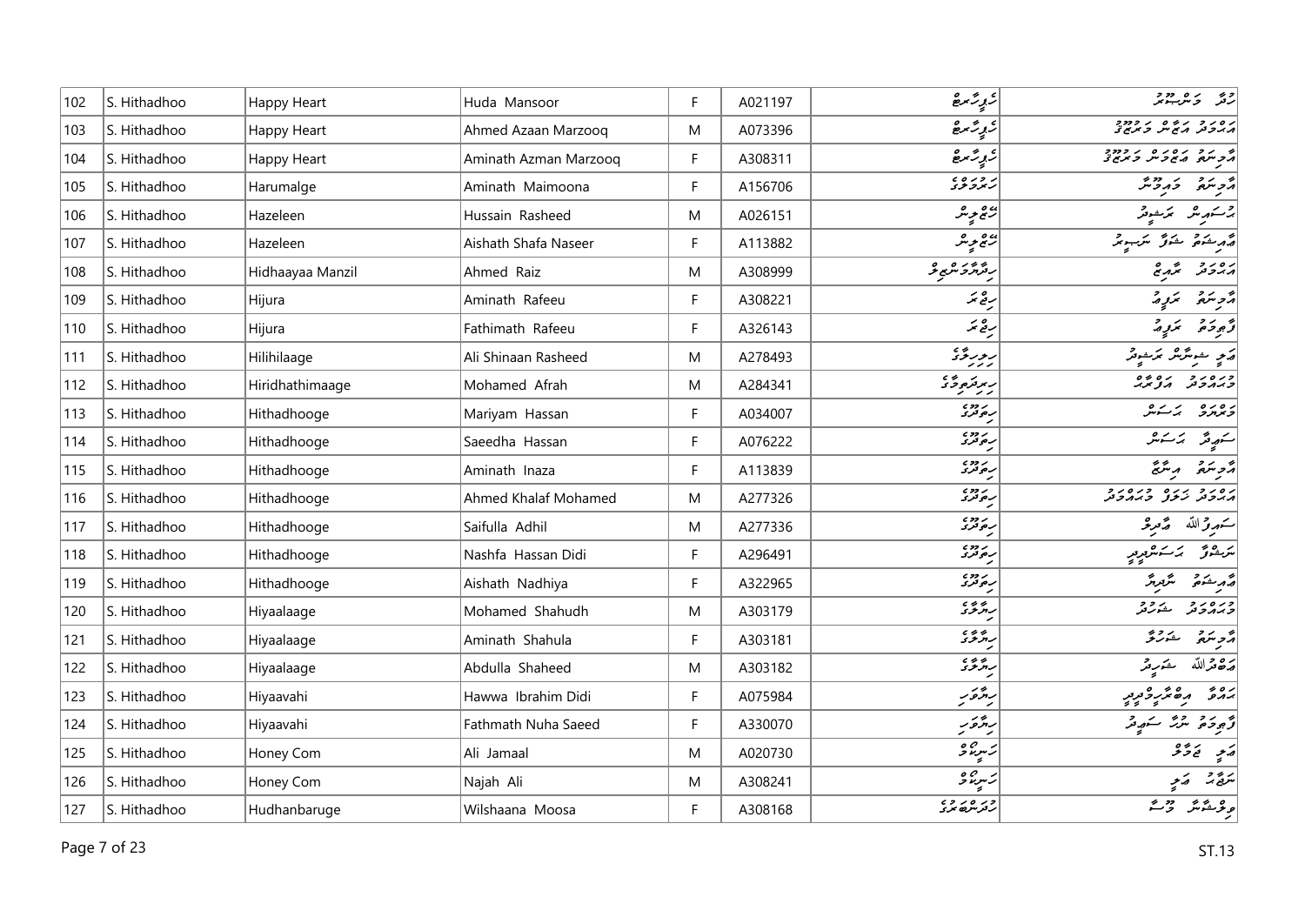| 102 | S. Hithadhoo | Happy Heart | Huda Mansoor | F | A021197 | ހެޕީހާޓް | ހުދާ މަންސޫރު |
|---|---|---|---|---|---|---|---|
| 103 | S. Hithadhoo | Happy Heart | Ahmed Azaan Marzooq | M | A073396 | ހެޕީހާޓް | އަހުމަދު އަޒާން މަރުޒޫގު |
| 104 | S. Hithadhoo | Happy Heart | Aminath Azman Marzooq | F | A308311 | ހެޕީހާޓް | އާމިނަތު އަޒްމަން މަރުޒޫގު |
| 105 | S. Hithadhoo | Harumalge | Aminath Maimoona | F | A156706 | ހަރުމަލްގެ | އާމިނަތު މައިމޫނާ |
| 106 | S. Hithadhoo | Hazeleen | Hussain Rasheed | M | A026151 | ހޭޒްލީން | ހުސައިން ރަޝީދު |
| 107 | S. Hithadhoo | Hazeleen | Aishath Shafa Naseer | F | A113882 | ހޭޒްލީން | އާއިޝަތު ޝަފާ ނަސީރު |
| 108 | S. Hithadhoo | Hidhaayaa Manzil | Ahmed Raiz | M | A308999 | ހިދާޔާމަންޒިލް | އަހުމަދު ރާއިޒް |
| 109 | S. Hithadhoo | Hijura | Aminath Rafeeu | F | A308221 | ހިޖުރަ | އާމިނަތު ރަފީއު |
| 110 | S. Hithadhoo | Hijura | Fathimath Rafeeu | F | A326143 | ހިޖުރަ | ފާތިމަތު ރަފީއު |
| 111 | S. Hithadhoo | Hilihilaage | Ali Shinaan Rasheed | M | A278493 | ހިލިހިލާގެ | އަލި ޝިނާން ރަޝީދު |
| 112 | S. Hithadhoo | Hiridhathimaage | Mohamed Afrah | M | A284341 | ހިރިދަތިމާގެ | މުހައްމަދު އަފްރާހް |
| 113 | S. Hithadhoo | Hithadhooge | Mariyam Hassan | F | A034007 | ހިތަދޫގެ | މަރިޔަމް ހަސަން |
| 114 | S. Hithadhoo | Hithadhooge | Saeedha Hassan | F | A076222 | ހިތަދޫގެ | ސައީދާ ހަސަން |
| 115 | S. Hithadhoo | Hithadhooge | Aminath Inaza | F | A113839 | ހިތަދޫގެ | އާމިނަތު އިނާޒާ |
| 116 | S. Hithadhoo | Hithadhooge | Ahmed Khalaf Mohamed | M | A277326 | ހިތަދޫގެ | އަހުމަދު ޚަލަފް މުހައްމަދު |
| 117 | S. Hithadhoo | Hithadhooge | Saifulla Adhil | M | A277336 | ހިތަދޫގެ | ސައިފުﷲ އާދިލް |
| 118 | S. Hithadhoo | Hithadhooge | Nashfa Hassan Didi | F | A296491 | ހިތަދޫގެ | ނަޝްފާ ހަސަންދީދީ |
| 119 | S. Hithadhoo | Hithadhooge | Aishath Nadhiya | F | A322965 | ހިތަދޫގެ | އާއިޝަތު ނާދިޔާ |
| 120 | S. Hithadhoo | Hiyaalaage | Mohamed Shahudh | M | A303179 | ހިޔާލާގެ | މުހައްމަދު ޝަހުދު |
| 121 | S. Hithadhoo | Hiyaalaage | Aminath Shahula | F | A303181 | ހިޔާލާގެ | އާމިނަތު ޝަހުލާ |
| 122 | S. Hithadhoo | Hiyaalaage | Abdulla Shaheed | M | A303182 | ހިޔާލާގެ | އަބްދުﷲ ޝަހީދު |
| 123 | S. Hithadhoo | Hiyaavahi | Hawwa Ibrahim Didi | F | A075984 | ހިޔާވަހި | ހައްވާ އިބްރާހީމްދީދީ |
| 124 | S. Hithadhoo | Hiyaavahi | Fathmath Nuha Saeed | F | A330070 | ހިޔާވަހި | ފާތިމަތު ނުހާ ސައީދު |
| 125 | S. Hithadhoo | Honey Com | Ali Jamaal | M | A020730 | ހަނީކޮމް | އަލި ޖަމާލު |
| 126 | S. Hithadhoo | Honey Com | Najah Ali | M | A308241 | ހަނީކޮމް | ނަޖާހު އަލި |
| 127 | S. Hithadhoo | Hudhanbaruge | Wilshaana Moosa | F | A308168 | ހުދަންބަރުގެ | ވިލްޝާނާ މޫސާ |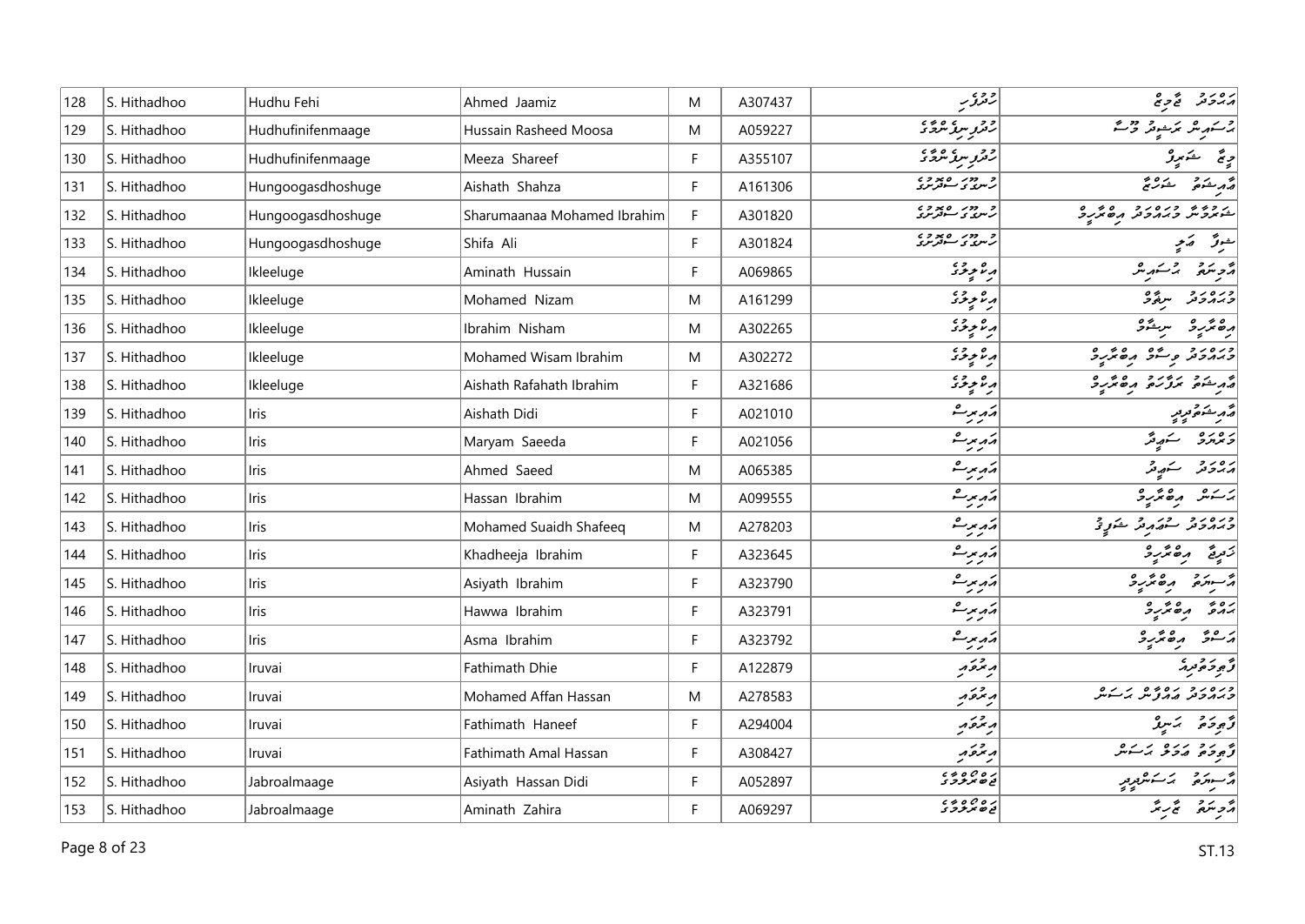| 128 | S. Hithadhoo | Hudhu Fehi | Ahmed Jaamiz | M | A307437 | ހުދުފެހި | އަޙްމަދު ޖާމިޒް |
|---|---|---|---|---|---|---|---|
| 129 | S. Hithadhoo | Hudhufinifenmaage | Hussain Rasheed Moosa | M | A059227 | ހުދުފިނިފެންމާގެ | ޙުސައިން ރަޝީދު މޫސާ |
| 130 | S. Hithadhoo | Hudhufinifenmaage | Meeza Shareef | F | A355107 | ހުދުފިނިފެންމާގެ | މީޒާ ޝަރީފް |
| 131 | S. Hithadhoo | Hungoogasdhoshuge | Aishath Shahza | F | A161306 | ހުނގޫގަސްދޮށުގެ | އައިޝަތު ޝަހްޒާ |
| 132 | S. Hithadhoo | Hungoogasdhoshuge | Sharumaanaa Mohamed Ibrahim | F | A301820 | ހުނގޫގަސްދޮށުގެ | ޝަރުމާނާ މުޙައްމަދު އިބްރާހީމް |
| 133 | S. Hithadhoo | Hungoogasdhoshuge | Shifa Ali | F | A301824 | ހުނގޫގަސްދޮށުގެ | ޝިފާ ޢަލީ |
| 134 | S. Hithadhoo | Ikleeluge | Aminath Hussain | F | A069865 | އިކްލީލުގެ | އާމިނަތު ޙުސައިން |
| 135 | S. Hithadhoo | Ikleeluge | Mohamed Nizam | M | A161299 | އިކްލީލުގެ | މުޙައްމަދު ނިޒާމް |
| 136 | S. Hithadhoo | Ikleeluge | Ibrahim Nisham | M | A302265 | އިކްލީލުގެ | އިބްރާހީމް ނިޝާމް |
| 137 | S. Hithadhoo | Ikleeluge | Mohamed Wisam Ibrahim | M | A302272 | އިކްލީލުގެ | މުޙައްމަދު ވިސާމް އިބްރާހީމް |
| 138 | S. Hithadhoo | Ikleeluge | Aishath Rafahath Ibrahim | F | A321686 | އިކްލީލުގެ | އައިޝަތު ރަފާހަތު އިބްރާހީމް |
| 139 | S. Hithadhoo | Iris | Aishath Didi | F | A021010 | އައިރިސް | އައިޝަތުދީދީ |
| 140 | S. Hithadhoo | Iris | Maryam Saeeda | F | A021056 | އައިރިސް | މަރްޔަމް ސަޢީދާ |
| 141 | S. Hithadhoo | Iris | Ahmed Saeed | M | A065385 | އައިރިސް | އަޙްމަދު ސަޢީދު |
| 142 | S. Hithadhoo | Iris | Hassan Ibrahim | M | A099555 | އައިރިސް | ޙަސަން އިބްރާހީމް |
| 143 | S. Hithadhoo | Iris | Mohamed Suaidh Shafeeq | M | A278203 | އައިރިސް | މުޙައްމަދު ސުޢައިދު ޝަފީޤު |
| 144 | S. Hithadhoo | Iris | Khadheeja Ibrahim | F | A323645 | އައިރިސް | ޚަދީޖާ އިބްރާހީމް |
| 145 | S. Hithadhoo | Iris | Asiyath Ibrahim | F | A323790 | އައިރިސް | އާސިޔަތު އިބްރާހީމް |
| 146 | S. Hithadhoo | Iris | Hawwa Ibrahim | F | A323791 | އައިރިސް | ޙައްވާ އިބްރާހީމް |
| 147 | S. Hithadhoo | Iris | Asma Ibrahim | F | A323792 | އައިރިސް | އަސްމާ އިބްރާހީމް |
| 148 | S. Hithadhoo | Iruvai | Fathimath Dhie | F | A122879 | އިރުވައި | ފާތިމަތުދިއޭ |
| 149 | S. Hithadhoo | Iruvai | Mohamed Affan Hassan | M | A278583 | އިރުވައި | މުޙައްމަދު އައްފާން ޙަސަން |
| 150 | S. Hithadhoo | Iruvai | Fathimath Haneef | F | A294004 | އިރުވައި | ފާތިމަތު ޙަނީފް |
| 151 | S. Hithadhoo | Iruvai | Fathimath Amal Hassan | F | A308427 | އިރުވައި | ފާތިމަތު އަމަލް ޙަސަން |
| 152 | S. Hithadhoo | Jabroalmaage | Asiyath Hassan Didi | F | A052897 | ޖަބްރޯލްމާގެ | އާސިޔަތު ޙަސަންދީދީ |
| 153 | S. Hithadhoo | Jabroalmaage | Aminath Zahira | F | A069297 | ޖަބްރޯލްމާގެ | އާމިނަތު ޒާހިރާ |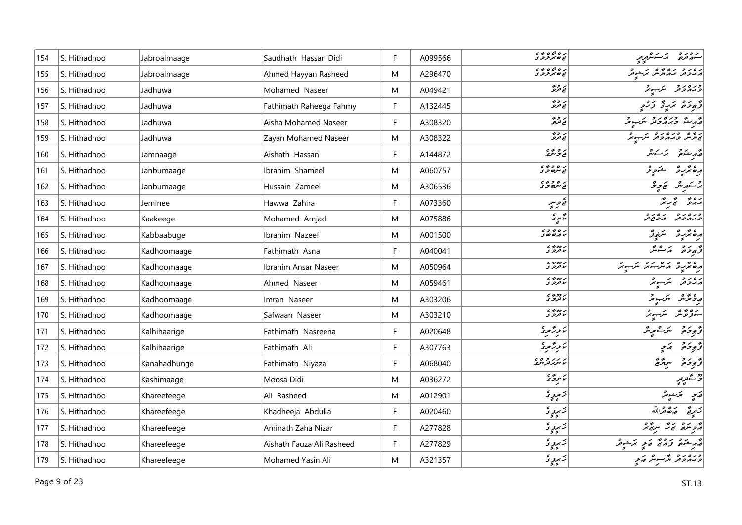| 154 | S. Hithadhoo | Jabroalmaage | Saudhath Hassan Didi | F | A099566 | ޖަބްރޯލްމާގެ | ސައުދަތު ހަސަންދީދީ |
|---|---|---|---|---|---|---|---|
| 155 | S. Hithadhoo | Jabroalmaage | Ahmed Hayyan Rasheed | M | A296470 | ޖަބްރޯލްމާގެ | އަހުމަދު ހައްޔާން ރަޝީދު |
| 156 | S. Hithadhoo | Jadhuwa | Mohamed Naseer | M | A049421 | ޖަދުވާ | މުހައްމަދު ނަސީރު |
| 157 | S. Hithadhoo | Jadhuwa | Fathimath Raheega Fahmy | F | A132445 | ޖަދުވާ | ފާތިމަތު ރަހީގާ ފަހުމީ |
| 158 | S. Hithadhoo | Jadhuwa | Aisha Mohamed Naseer | F | A308320 | ޖަދުވާ | އާއިޝާ މުހައްމަދު ނަސީރު |
| 159 | S. Hithadhoo | Jadhuwa | Zayan Mohamed Naseer | M | A308322 | ޖަދުވާ | ޒަޔާން މުހައްމަދު ނަސީރު |
| 160 | S. Hithadhoo | Jamnaage | Aishath Hassan | F | A144872 | ޖަމްނާގެ | އާއިޝަތު ހަސަން |
| 161 | S. Hithadhoo | Janbumaage | Ibrahim Shameel | M | A060757 | ޖަންބުމާގެ | އިބްރާހީމް ޝަމީލް |
| 162 | S. Hithadhoo | Janbumaage | Hussain Zameel | M | A306536 | ޖަންބުމާގެ | ހުސައިން ޒަމީލް |
| 163 | S. Hithadhoo | Jeminee | Hawwa Zahira | F | A073360 | ޖެމިނީ | ހައްވާ ޒާހިރާ |
| 164 | S. Hithadhoo | Kaakeege | Mohamed Amjad | M | A075886 | ކާކީގެ | މުހައްމަދު އަމްޖަދު |
| 165 | S. Hithadhoo | Kabbaabuge | Ibrahim Nazeef | M | A001500 | ކައްބާބުގެ | އިބްރާހީމް ނަޒީފް |
| 166 | S. Hithadhoo | Kadhoomaage | Fathimath Asna | F | A040041 | ކަދޫމާގެ | ފާތިމަތު އަސްނާ |
| 167 | S. Hithadhoo | Kadhoomaage | Ibrahim Ansar Naseer | M | A050964 | ކަދޫމާގެ | އިބްރާހީމް އަންސާރު ނަސީރު |
| 168 | S. Hithadhoo | Kadhoomaage | Ahmed Naseer | M | A059461 | ކަދޫމާގެ | އަހުމަދު ނަސީރު |
| 169 | S. Hithadhoo | Kadhoomaage | Imran Naseer | M | A303206 | ކަދޫމާގެ | އިމްރާން ނަސީރު |
| 170 | S. Hithadhoo | Kadhoomaage | Safwaan Naseer | M | A303210 | ކަދޫމާގެ | ސަފްވާން ނަސީރު |
| 171 | S. Hithadhoo | Kalhihaarige | Fathimath Nasreena | F | A020648 | ކަޅިހާރިގެ | ފާތިމަތު ނަސްރީނާ |
| 172 | S. Hithadhoo | Kalhihaarige | Fathimath Ali | F | A307763 | ކަޅިހާރިގެ | ފާތިމަތު އަލި |
| 173 | S. Hithadhoo | Kanahadhunge | Fathimath Niyaza | F | A068040 | ކަނަހަދުންގެ | ފާތިމަތު ނިޔާޒާ |
| 174 | S. Hithadhoo | Kashimaage | Moosa Didi | M | A036272 | ކަށިމާގެ | މޫސާދީދީ |
| 175 | S. Hithadhoo | Khareefeege | Ali Rasheed | M | A012901 | ޚަރީފީގެ | އަލި ރަޝީދު |
| 176 | S. Hithadhoo | Khareefeege | Khadheeja Abdulla | F | A020460 | ޚަރީފީގެ | ޚަދީޖާ އަބްދުﷲ |
| 177 | S. Hithadhoo | Khareefeege | Aminath Zaha Nizar | F | A277828 | ޚަރީފީގެ | އާމިނަތު ޒަހާ ނިޒާރު |
| 178 | S. Hithadhoo | Khareefeege | Aishath Fauza Ali Rasheed | F | A277829 | ޚަރީފީގެ | އާއިޝަތު ފައުޒާ އަލި ރަޝީދު |
| 179 | S. Hithadhoo | Khareefeege | Mohamed Yasin Ali | M | A321357 | ޚަރީފީގެ | މުހައްމަދު ޔާސިން އަލި |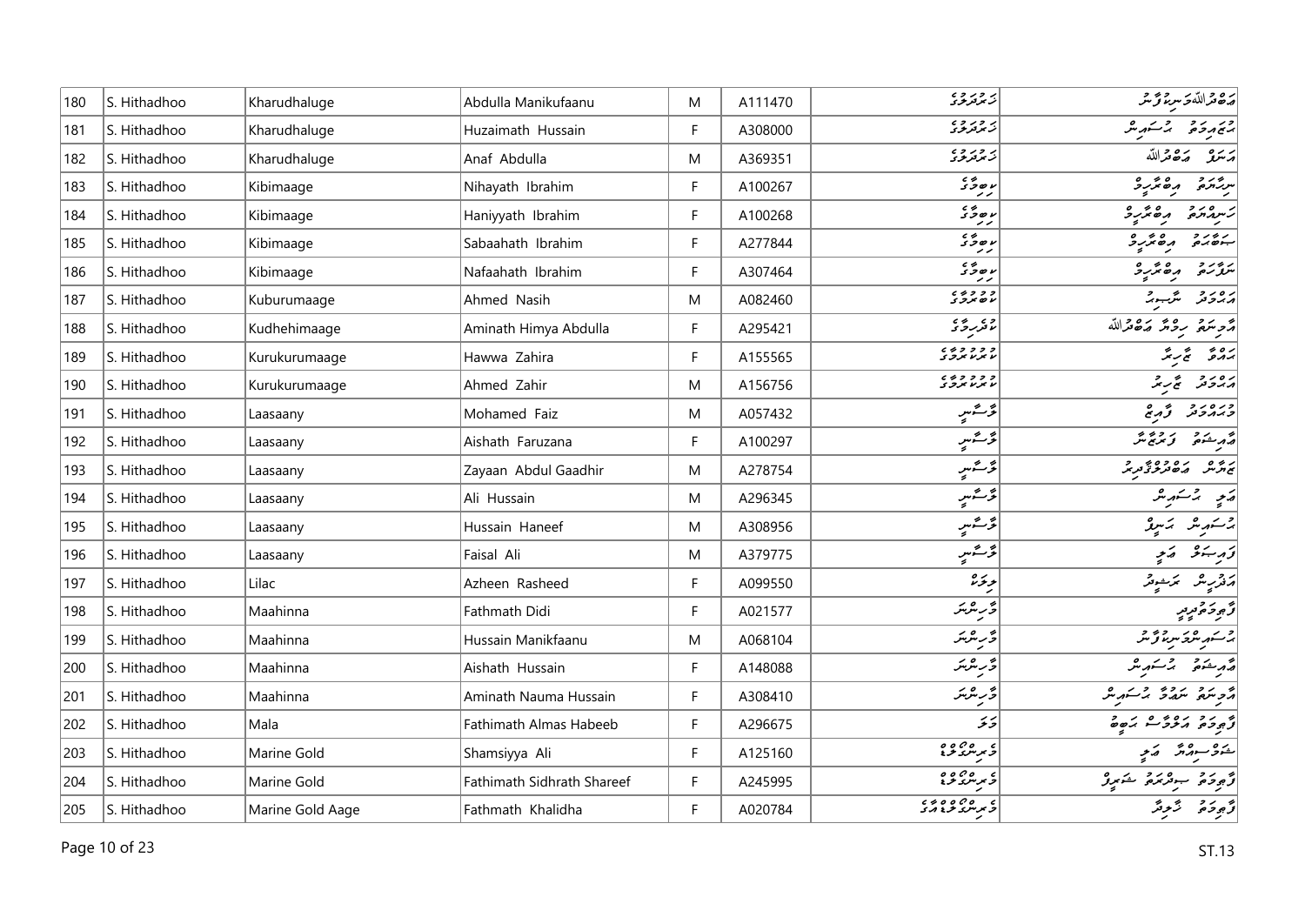| 180 | S. Hithadhoo | Kharudhaluge | Abdulla Manikufaanu | M | A111470 | ޚަރުދަލުގެ | އަބްދުﷲ މަނިކުފާނު |
|---|---|---|---|---|---|---|---|
| 181 | S. Hithadhoo | Kharudhaluge | Huzaimath Hussain | F | A308000 | ޚަރުދަލުގެ | ހުޒައިމަތު ހުސައިން |
| 182 | S. Hithadhoo | Kharudhaluge | Anaf Abdulla | M | A369351 | ޚަރުދަލުގެ | އަނަފް އަބްދުﷲ |
| 183 | S. Hithadhoo | Kibimaage | Nihayath Ibrahim | F | A100267 | ކިބިމާގެ | ނިހާޔަތު އިބްރާހީމް |
| 184 | S. Hithadhoo | Kibimaage | Haniyyath Ibrahim | F | A100268 | ކިބިމާގެ | ހަނިއްޔަތު އިބްރާހީމް |
| 185 | S. Hithadhoo | Kibimaage | Sabaahath Ibrahim | F | A277844 | ކިބިމާގެ | ސަބާހަތު އިބްރާހީމް |
| 186 | S. Hithadhoo | Kibimaage | Nafaahath Ibrahim | F | A307464 | ކިބިމާގެ | ނަފާހަތު އިބްރާހީމް |
| 187 | S. Hithadhoo | Kuburumaage | Ahmed Nasih | M | A082460 | ކުބުރުމާގެ | އަޙްމަދު ނާސިޙް |
| 188 | S. Hithadhoo | Kudhehimaage | Aminath Himya Abdulla | F | A295421 | ކުދެހިމާގެ | އާމިނަތު ހިމްޔާ އަބްދުﷲ |
| 189 | S. Hithadhoo | Kurukurumaage | Hawwa Zahira | F | A155565 | ކުރުކުރުމާގެ | ހައްވާ ޒާހިރާ |
| 190 | S. Hithadhoo | Kurukurumaage | Ahmed Zahir | M | A156756 | ކުރުކުރުމާގެ | އަޙްމަދު ޒާހިރު |
| 191 | S. Hithadhoo | Laasaany | Mohamed Faiz | M | A057432 | ލާސާނީ | މުޙައްމަދު ފާއިޒް |
| 192 | S. Hithadhoo | Laasaany | Aishath Faruzana | F | A100297 | ލާސާނީ | އާއިޝަތު ފަރުޒާނާ |
| 193 | S. Hithadhoo | Laasaany | Zayaan Abdul Gaadhir | M | A278754 | ލާސާނީ | ޒަޔާން އަބްދުލްޤާދިރު |
| 194 | S. Hithadhoo | Laasaany | Ali Hussain | M | A296345 | ލާސާނީ | އަލި ހުސައިން |
| 195 | S. Hithadhoo | Laasaany | Hussain Haneef | M | A308956 | ލާސާނީ | ހުސައިން ހަނީފް |
| 196 | S. Hithadhoo | Laasaany | Faisal Ali | M | A379775 | ލާސާނީ | ފައިސަލް އަލި |
| 197 | S. Hithadhoo | Lilac | Azheen Rasheed | F | A099550 | ލިލަކް | އަޒްހީން ރަޝީދު |
| 198 | S. Hithadhoo | Maahinna | Fathmath Didi | F | A021577 | މާހިންނަ | ފާތިމަތުދީދީ |
| 199 | S. Hithadhoo | Maahinna | Hussain Manikfaanu | M | A068104 | މާހިންނަ | ހުސައިންމަނިކުފާނު |
| 200 | S. Hithadhoo | Maahinna | Aishath Hussain | F | A148088 | މާހިންނަ | އާއިޝަތު ހުސައިން |
| 201 | S. Hithadhoo | Maahinna | Aminath Nauma Hussain | F | A308410 | މާހިންނަ | އާމިނަތު ނައުމާ ހުސައިން |
| 202 | S. Hithadhoo | Mala | Fathimath Almas Habeeb | F | A296675 | މަލަ | ފާތިމަތު އަލްމާސް ހަބީބު |
| 203 | S. Hithadhoo | Marine Gold | Shamsiyya Ali | F | A125160 | މެރިންގޯލްޑް | ޝަމްސިއްޔާ އަލި |
| 204 | S. Hithadhoo | Marine Gold | Fathimath Sidhrath Shareef | F | A245995 | މެރިންގޯލްޑް | ފާތިމަތު ސިދްރަތު ޝަރީފް |
| 205 | S. Hithadhoo | Marine Gold Aage | Fathmath Khalidha | F | A020784 | މެރިންގޯލްޑްއާގެ | ފާތިމަތު ޚާލިދާ |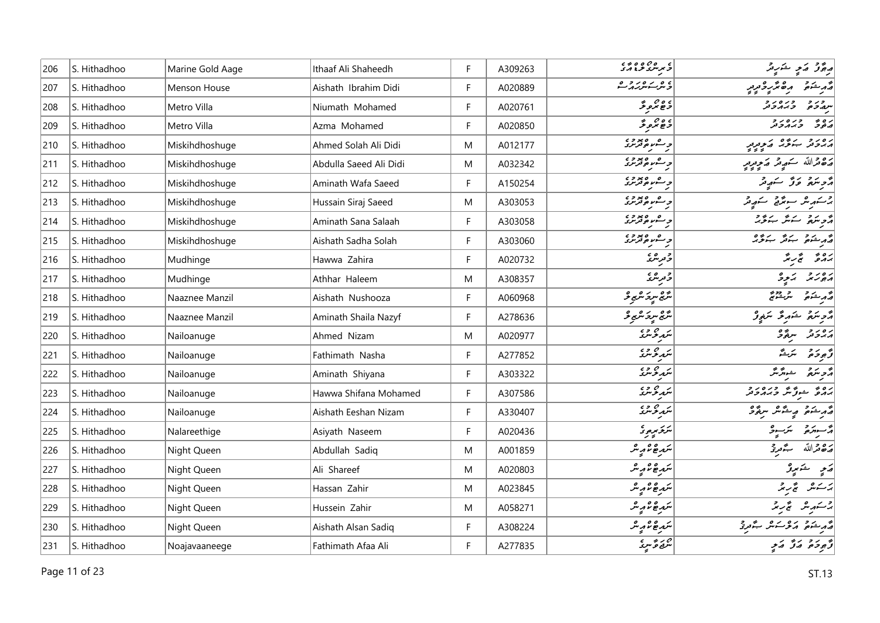| 206 | S. Hithadhoo | Marine Gold Aage | Ithaaf Ali Shaheedh | F | A309263 | ގޯރިންގޯލްޑްއާގެ | އިތުާފް ޢަލީ ޝަހީދު |
|---|---|---|---|---|---|---|---|
| 207 | S. Hithadhoo | Menson House | Aishath Ibrahim Didi | F | A020889 | މެންސަންހައުސް | އާއިޝަތު އިބްރާހީމްދީދީ |
| 208 | S. Hithadhoo | Metro Villa | Niumath Mohamed | F | A020761 | މެޓްރޯވިލާ | ނިޢުމަތު މުޙައްމަދު |
| 209 | S. Hithadhoo | Metro Villa | Azma Mohamed | F | A020850 | މެޓްރޯވިލާ | އަޒްމާ މުޙައްމަދު |
| 210 | S. Hithadhoo | Miskihdhoshuge | Ahmed Solah Ali Didi | M | A012177 | މިސްކިއްދޮށުގެ | އަޙްމަދު ސަލާޙް ޢަލީދީދީ |
| 211 | S. Hithadhoo | Miskihdhoshuge | Abdulla Saeed Ali Didi | M | A032342 | މިސްކިއްދޮށުގެ | އަބްދުﷲ ސަޢީދު ޢަލީދީދީ |
| 212 | S. Hithadhoo | Miskihdhoshuge | Aminath Wafa Saeed | F | A150254 | މިސްކިއްދޮށުގެ | އާމިނަތު ވަފާ ސަޢީދު |
| 213 | S. Hithadhoo | Miskihdhoshuge | Hussain Siraj Saeed | M | A303053 | މިސްކިއްދޮށުގެ | ހުސައިން ސިރާޖު ސަޢީދު |
| 214 | S. Hithadhoo | Miskihdhoshuge | Aminath Sana Salaah | F | A303058 | މިސްކިއްދޮށުގެ | އާމިނަތު ސަނާ ސަލާޙް |
| 215 | S. Hithadhoo | Miskihdhoshuge | Aishath Sadha Solah | F | A303060 | މިސްކިއްދޮށުގެ | އާއިޝަތު ސަދާ ސަލާޙް |
| 216 | S. Hithadhoo | Mudhinge | Hawwa Zahira | F | A020732 | މުދިންގެ | ޙައްވާ ޒާހިރާ |
| 217 | S. Hithadhoo | Mudhinge | Athhar Haleem | M | A308357 | މުދިންގެ | އަތްހަރު ހަލީމް |
| 218 | S. Hithadhoo | Naaznee Manzil | Aishath Nushooza | F | A060968 | ނާޒްނީމަންޒިލް | އާއިޝަތު ނުޝޫޒާ |
| 219 | S. Hithadhoo | Naaznee Manzil | Aminath Shaila Nazyf | F | A278636 | ނާޒްނީމަންޒިލް | އާމިނަތު ޝައިލާ ނަޒީފް |
| 220 | S. Hithadhoo | Nailoanuge | Ahmed Nizam | M | A020977 | ނައިލޯނުގެ | އަޙްމަދު ނިޒާމް |
| 221 | S. Hithadhoo | Nailoanuge | Fathimath Nasha | F | A277852 | ނައިލޯނުގެ | ފާތިމަތު ނަޝާ |
| 222 | S. Hithadhoo | Nailoanuge | Aminath Shiyana | F | A303322 | ނައިލޯނުގެ | އާމިނަތު ޝިޔާނާ |
| 223 | S. Hithadhoo | Nailoanuge | Hawwa Shifana Mohamed | F | A307586 | ނައިލޯނުގެ | ޙައްވާ ޝިފާނާ މުޙައްމަދު |
| 224 | S. Hithadhoo | Nailoanuge | Aishath Eeshan Nizam | F | A330407 | ނައިލޯނުގެ | އާއިޝަތު އީޝާން ނިޒާމް |
| 225 | S. Hithadhoo | Nalareethige | Asiyath Naseem | F | A020436 | ނަލަރީތިގެ | އާސިޔަތު ނަސީމް |
| 226 | S. Hithadhoo | Night Queen | Abdullah Sadiq | M | A001859 | ނައިޓްކުއީން | އަބްދުﷲ ސާދިޤު |
| 227 | S. Hithadhoo | Night Queen | Ali Shareef | M | A020803 | ނައިޓްކުއީން | ޢަލީ ޝަރީފް |
| 228 | S. Hithadhoo | Night Queen | Hassan Zahir | M | A023845 | ނައިޓްކުއީން | ޙަސަން ޒާހިރު |
| 229 | S. Hithadhoo | Night Queen | Hussein Zahir | M | A058271 | ނައިޓްކުއީން | ހުސައިން ޒާހިރު |
| 230 | S. Hithadhoo | Night Queen | Aishath Alsan Sadiq | F | A308224 | ނައިޓްކުއީން | އާއިޝަތު އަލްސަން ސާދިޤު |
| 231 | S. Hithadhoo | Noajavaaneege | Fathimath Afaa Ali | F | A277835 | ނޯޖަވާނީގެ | ފާތިމަތު އަފާ ޢަލީ |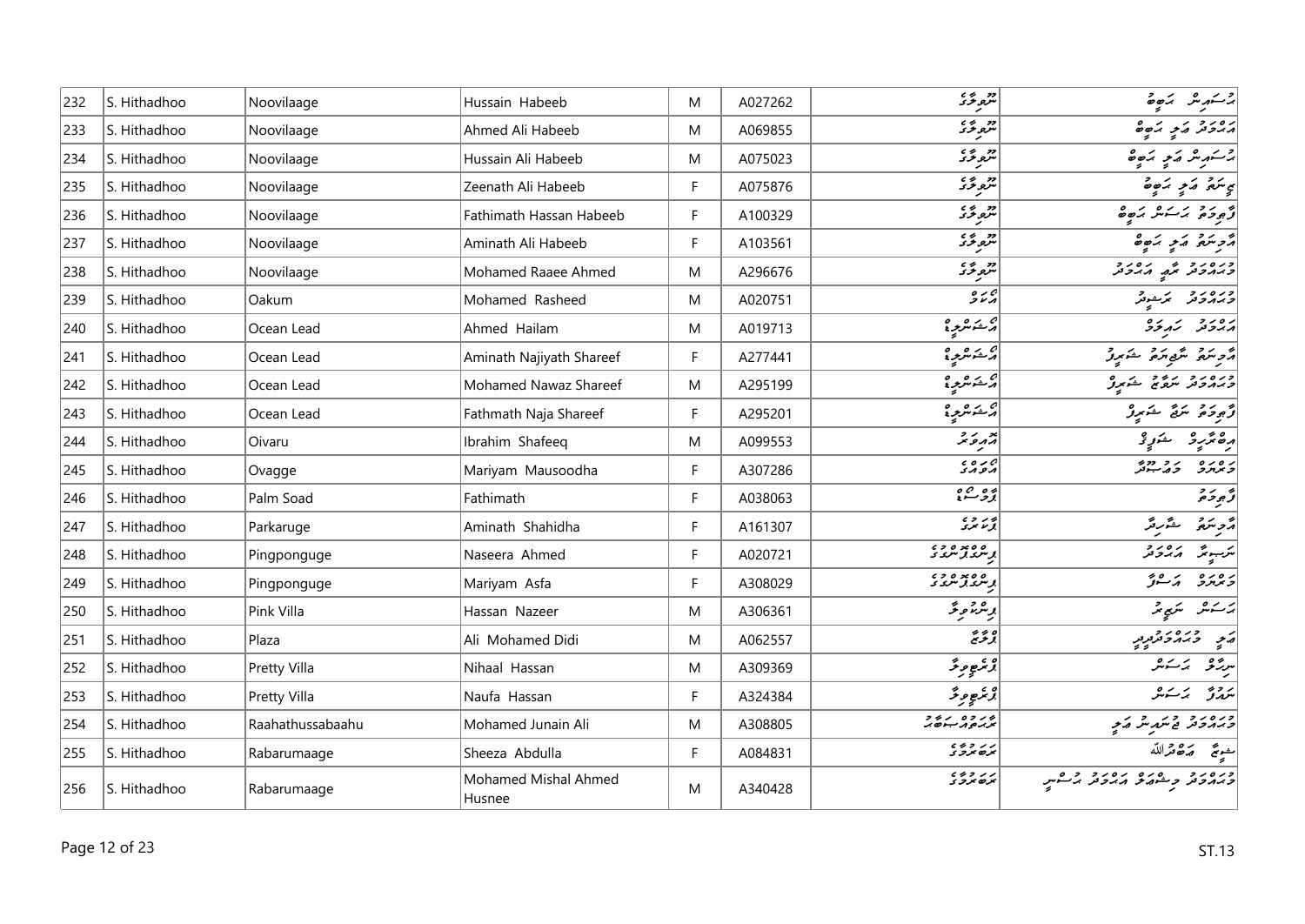| 232 | S. Hithadhoo | Noovilaage | Hussain Habeeb | M | A027262 | ننوِڤާގެ | ހުސައިން ހަބީބް |
|---|---|---|---|---|---|---|---|
| 233 | S. Hithadhoo | Noovilaage | Ahmed Ali Habeeb | M | A069855 | ނޫވިލާގެ | އަހުމަދު އަލި ހަބީބު |
| 234 | S. Hithadhoo | Noovilaage | Hussain Ali Habeeb | M | A075023 | ނޫވިލާގެ | ހުސައިން އަލި ހަބީބު |
| 235 | S. Hithadhoo | Noovilaage | Zeenath Ali Habeeb | F | A075876 | ނޫވިލާގެ | ޒީނަތު އަލި ހަބީބު |
| 236 | S. Hithadhoo | Noovilaage | Fathimath Hassan Habeeb | F | A100329 | ނޫވިލާގެ | ފާތިމަތު ހަސަން ހަބީބު |
| 237 | S. Hithadhoo | Noovilaage | Aminath Ali Habeeb | F | A103561 | ނޫވިލާގެ | އާމިނަތު އަލި ހަބީބު |
| 238 | S. Hithadhoo | Noovilaage | Mohamed Raaee Ahmed | M | A296676 | ނޫވިލާގެ | މުޙައްމަދު ރާއީ އަޙްމަދު |
| 239 | S. Hithadhoo | Oakum | Mohamed Rasheed | M | A020751 | އޯކަމް | މުޙައްމަދު ރަޝީދު |
| 240 | S. Hithadhoo | Ocean Lead | Ahmed Hailam | M | A019713 | އޯޝަންލީޑް | އަޙްމަދު ހައިލަމް |
| 241 | S. Hithadhoo | Ocean Lead | Aminath Najiyath Shareef | F | A277441 | އޯޝަންލީޑް | އާމިނަތު ނާޖިޔަތު ޝަރީފު |
| 242 | S. Hithadhoo | Ocean Lead | Mohamed Nawaz Shareef | M | A295199 | އޯޝަންލީޑް | މުޙައްމަދު ނަވާޒު ޝަރީފު |
| 243 | S. Hithadhoo | Ocean Lead | Fathmath Naja Shareef | F | A295201 | އޯޝަންލީޑް | ފާތިމަތު ނަޖާ ޝަރީފު |
| 244 | S. Hithadhoo | Oivaru | Ibrahim Shafeeq | M | A099553 | އޮއިވަރު | އިބްރާހީމް ޝަފީޤު |
| 245 | S. Hithadhoo | Ovagge | Mariyam Mausoodha | F | A307286 | އޮވަގްގެ | މަރިޔަމް މައުސޫދާ |
| 246 | S. Hithadhoo | Palm Soad | Fathimath | F | A038063 | ޕާމްސޯޑް | ފާތިމަތު |
| 247 | S. Hithadhoo | Parkaruge | Aminath Shahidha | F | A161307 | ޕާކަރުގެ | އާމިނަތު ޝާހިދާ |
| 248 | S. Hithadhoo | Pingponguge | Naseera Ahmed | F | A020721 | ޕިންގްޕޮންގުގެ | ނަސީރާ އަޙްމަދު |
| 249 | S. Hithadhoo | Pingponguge | Mariyam Asfa | F | A308029 | ޕިންގްޕޮންގުގެ | މަރިޔަމް އަސްފާ |
| 250 | S. Hithadhoo | Pink Villa | Hassan Nazeer | M | A306361 | ޕިންކްވިލާ | ހަސަން ނަޒީރު |
| 251 | S. Hithadhoo | Plaza | Ali Mohamed Didi | M | A062557 | ޕްލާޒާ | އަލި މުޙައްމަދުދީދީ |
| 252 | S. Hithadhoo | Pretty Villa | Nihaal Hassan | M | A309369 | ޕްރެޓީވިލާ | ނިހާލް ހަސަން |
| 253 | S. Hithadhoo | Pretty Villa | Naufa Hassan | F | A324384 | ޕްރެޓީވިލާ | ނައުފާ ހަސަން |
| 254 | S. Hithadhoo | Raahathussabaahu | Mohamed Junain Ali | M | A308805 | ރާހަތުއްސަބާހު | މުޙައްމަދު ޖުނައިން އަލި |
| 255 | S. Hithadhoo | Rabarumaage | Sheeza Abdulla | F | A084831 | ރަބަރުމާގެ | ޝީޒާ އަބްދުﷲ |
| 256 | S. Hithadhoo | Rabarumaage | Mohamed Mishal Ahmed Husnee | M | A340428 | ރަބަރުމާގެ | މުޙައްމަދު މިޝްއަލް އަޙްމަދު ހުސްނީ |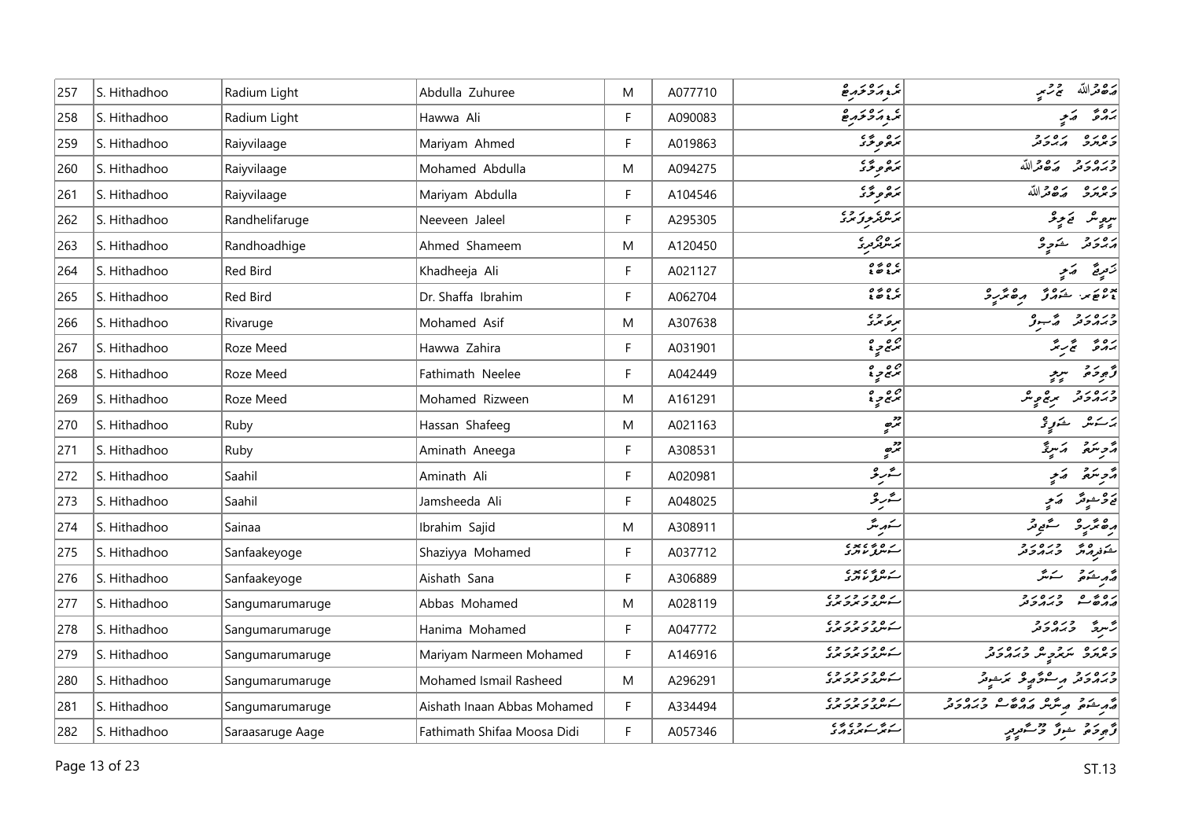| 257 | S. Hithadhoo | Radium Light | Abdulla Zuhuree | M | A077710 | ރޭޑިއަމްލައިޓް | އަބްދުﷲ ޒުހުރީ |
|---|---|---|---|---|---|---|---|
| 258 | S. Hithadhoo | Radium Light | Hawwa Ali | F | A090083 | ރޭޑިއަމްލައިޓް | ހައްވާ އަލީ |
| 259 | S. Hithadhoo | Raiyvilaage | Mariyam Ahmed | F | A019863 | ރައްވިލާގެ | މަރިޔަމް އަހުމަދު |
| 260 | S. Hithadhoo | Raiyvilaage | Mohamed Abdulla | M | A094275 | ރައްވިލާގެ | މުހައްމަދު އަބްދުﷲ |
| 261 | S. Hithadhoo | Raiyvilaage | Mariyam Abdulla | F | A104546 | ރައްވިލާގެ | މަރިޔަމް އަބްދުﷲ |
| 262 | S. Hithadhoo | Randhelifaruge | Neeveen Jaleel | F | A295305 | ރަންދެލިފަރުގެ | ނީވީން ޖަލީލް |
| 263 | S. Hithadhoo | Randhoadhige | Ahmed Shameem | M | A120450 | ރަންދޯދިގެ | އަހުމަދު ޝަމީމް |
| 264 | S. Hithadhoo | Red Bird | Khadheeja Ali | F | A021127 | ރެޑްބާޑް | ހަދީޖާ އަލީ |
| 265 | S. Hithadhoo | Red Bird | Dr. Shaffa Ibrahim | F | A062704 | ރެޑްބާޑް | ޑޮކްޓަރ ޝައްފާ އިބްރާހިމް |
| 266 | S. Hithadhoo | Rivaruge | Mohamed Asif | M | A307638 | ރިވަރުގެ | މުހައްމަދު އާސިފް |
| 267 | S. Hithadhoo | Roze Meed | Hawwa Zahira | F | A031901 | ރޯޒްމީޑް | ހައްވާ ޒާހިރާ |
| 268 | S. Hithadhoo | Roze Meed | Fathimath Neelee | F | A042449 | ރޯޒްމީޑް | ފާތިމަތު ނީލީ |
| 269 | S. Hithadhoo | Roze Meed | Mohamed Rizween | M | A161291 | ރޯޒްމީޑް | މުހައްމަދު ރިޒްވީން |
| 270 | S. Hithadhoo | Ruby | Hassan Shafeeg | M | A021163 | ރޫބީ | ހަސަން ޝަފީގު |
| 271 | S. Hithadhoo | Ruby | Aminath Aneega | F | A308531 | ރޫބީ | އާމިނަތު އަނީގާ |
| 272 | S. Hithadhoo | Saahil | Aminath Ali | F | A020981 | ސާހިލް | އާމިނަތު އަލީ |
| 273 | S. Hithadhoo | Saahil | Jamsheeda Ali | F | A048025 | ސާހިލް | ޖަމްޝީދާ އަލީ |
| 274 | S. Hithadhoo | Sainaa | Ibrahim Sajid | M | A308911 | ސައިނާ | އިބްރާހިމް ސާޖިދު |
| 275 | S. Hithadhoo | Sanfaakeyoge | Shaziyya Mohamed | F | A037712 | ސަންފާކެޔޮގެ | ޝަޒިއްޔާ މުހައްމަދު |
| 276 | S. Hithadhoo | Sanfaakeyoge | Aishath Sana | F | A306889 | ސަންފާކެޔޮގެ | އައިޝަތު ސަނާ |
| 277 | S. Hithadhoo | Sangumarumaruge | Abbas Mohamed | M | A028119 | ސަނގުމަރުމަރުގެ | އައްބާސް މުހައްމަދު |
| 278 | S. Hithadhoo | Sangumarumaruge | Hanima Mohamed | F | A047772 | ސަނގުމަރުމަރުގެ | ހާނިމާ މުހައްމަދު |
| 279 | S. Hithadhoo | Sangumarumaruge | Mariyam Narmeen Mohamed | F | A146916 | ސަނގުމަރުމަރުގެ | މަރިޔަމް ނަރުމީން މުހައްމަދު |
| 280 | S. Hithadhoo | Sangumarumaruge | Mohamed Ismail Rasheed | M | A296291 | ސަނގުމަރުމަރުގެ | މުހައްމަދު އިސްމާއީލް ރަޝީދު |
| 281 | S. Hithadhoo | Sangumarumaruge | Aishath Inaan Abbas Mohamed | F | A334494 | ސަނގުމަރުމަރުގެ | އައިޝަތު އިނާން އައްބާސް މުހައްމަދު |
| 282 | S. Hithadhoo | Saraasaruge Aage | Fathimath Shifaa Moosa Didi | F | A057346 | ސަރާސަރުގެއާގެ | ފާތިމަތު ޝިފާ މޫސާދީދީ |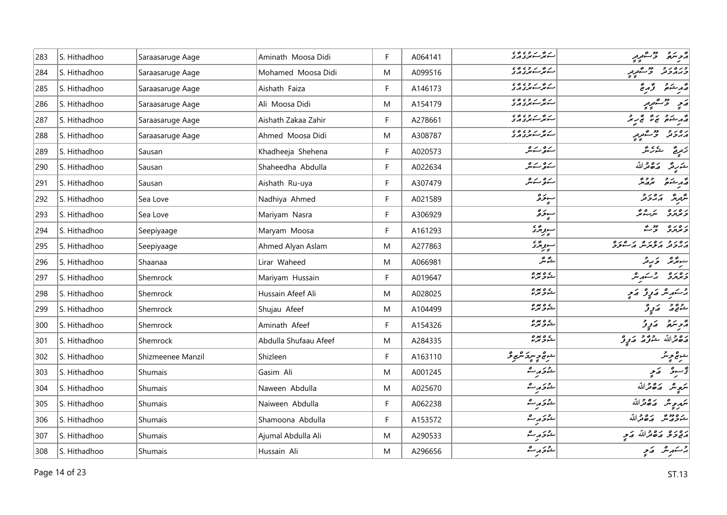| 283 | S. Hithadhoo | Saraasaruge Aage | Aminath Moosa Didi | F | A064141 | ސަރާސަރުގެ އާގެ | އާމިނަތު މޫސާދީދީ |
|---|---|---|---|---|---|---|---|
| 284 | S. Hithadhoo | Saraasaruge Aage | Mohamed Moosa Didi | M | A099516 | ސަރާސަރުގެ އާގެ | މުހައްމަދު މޫސާދީދީ |
| 285 | S. Hithadhoo | Saraasaruge Aage | Aishath Faiza | F | A146173 | ސަރާސަރުގެ އާގެ | އާއިޝަތު ފާއިޒާ |
| 286 | S. Hithadhoo | Saraasaruge Aage | Ali Moosa Didi | M | A154179 | ސަރާސަރުގެ އާގެ | އަލި މޫސާދީދީ |
| 287 | S. Hithadhoo | Saraasaruge Aage | Aishath Zakaa Zahir | F | A278661 | ސަރާސަރުގެ އާގެ | އާއިޝަތު ޒަކާ ޒާހިރު |
| 288 | S. Hithadhoo | Saraasaruge Aage | Ahmed Moosa Didi | M | A308787 | ސަރާސަރުގެ އާގެ | އަހުމަދު މޫސާދީދީ |
| 289 | S. Hithadhoo | Sausan | Khadheeja Shehena | F | A020573 | ސައުސަން | ޚަދީޖާ ޝެހެނާ |
| 290 | S. Hithadhoo | Sausan | Shaheedha Abdulla | F | A022634 | ސައުސަން | ޝަހީދާ އަބްދުﷲ |
| 291 | S. Hithadhoo | Sausan | Aishath Ru-uya | F | A307479 | ސައުސަން | އާއިޝަތު ރުއުޔާ |
| 292 | S. Hithadhoo | Sea Love | Nadhiya Ahmed | F | A021589 | ސީލަވް | ނާދިޔާ އަހުމަދު |
| 293 | S. Hithadhoo | Sea Love | Mariyam Nasra | F | A306929 | ސީލަވް | މަރިޔަމް ނަސްރާ |
| 294 | S. Hithadhoo | Seepiyaage | Maryam Moosa | F | A161293 | ސީޕިޔާގެ | މަރިޔަމް މޫސާ |
| 295 | S. Hithadhoo | Seepiyaage | Ahmed Alyan Aslam | M | A277863 | ސީޕިޔާގެ | އަހުމަދު އަލްޔާން އަސްލަމް |
| 296 | S. Hithadhoo | Shaanaa | Lirar Waheed | M | A066981 | ޝާނާ | ލިރާރު ވަހީދު |
| 297 | S. Hithadhoo | Shemrock | Mariyam Hussain | F | A019647 | ޝެމްރޮކް | މަރިޔަމް ހުސައިން |
| 298 | S. Hithadhoo | Shemrock | Hussain Afeef Ali | M | A028025 | ޝެމްރޮކް | ހުސައިން އަފީފު އަލި |
| 299 | S. Hithadhoo | Shemrock | Shujau Afeef | M | A104499 | ޝެމްރޮކް | ޝުޖާޢު އަފީފު |
| 300 | S. Hithadhoo | Shemrock | Aminath Afeef | F | A154326 | ޝެމްރޮކް | އާމިނަތު އަފީފު |
| 301 | S. Hithadhoo | Shemrock | Abdulla Shufaau Afeef | M | A284335 | ޝެމްރޮކް | އަބްދުﷲ ޝުފާޢު އަފީފު |
| 302 | S. Hithadhoo | Shizmeenee Manzil | Shizleen | F | A163110 | ޝިޒްމީނީ މަންޒިލް | ޝިޒްލީން |
| 303 | S. Hithadhoo | Shumais | Gasim Ali | M | A001245 | ޝުމައިސް | ޤާސިމް އަލި |
| 304 | S. Hithadhoo | Shumais | Naween Abdulla | M | A025670 | ޝުމައިސް | ނަވީން އަބްދުﷲ |
| 305 | S. Hithadhoo | Shumais | Naiween Abdulla | F | A062238 | ޝުމައިސް | ނައިވީން އަބްދުﷲ |
| 306 | S. Hithadhoo | Shumais | Shamoona Abdulla | F | A153572 | ޝުމައިސް | ޝަމޫނާ އަބްދުﷲ |
| 307 | S. Hithadhoo | Shumais | Ajumal Abdulla Ali | M | A290533 | ޝުމައިސް | އަޖުމަލް އަބްދުﷲ އަލި |
| 308 | S. Hithadhoo | Shumais | Hussain Ali | M | A296656 | ޝުމައިސް | ހުސައިން އަލި |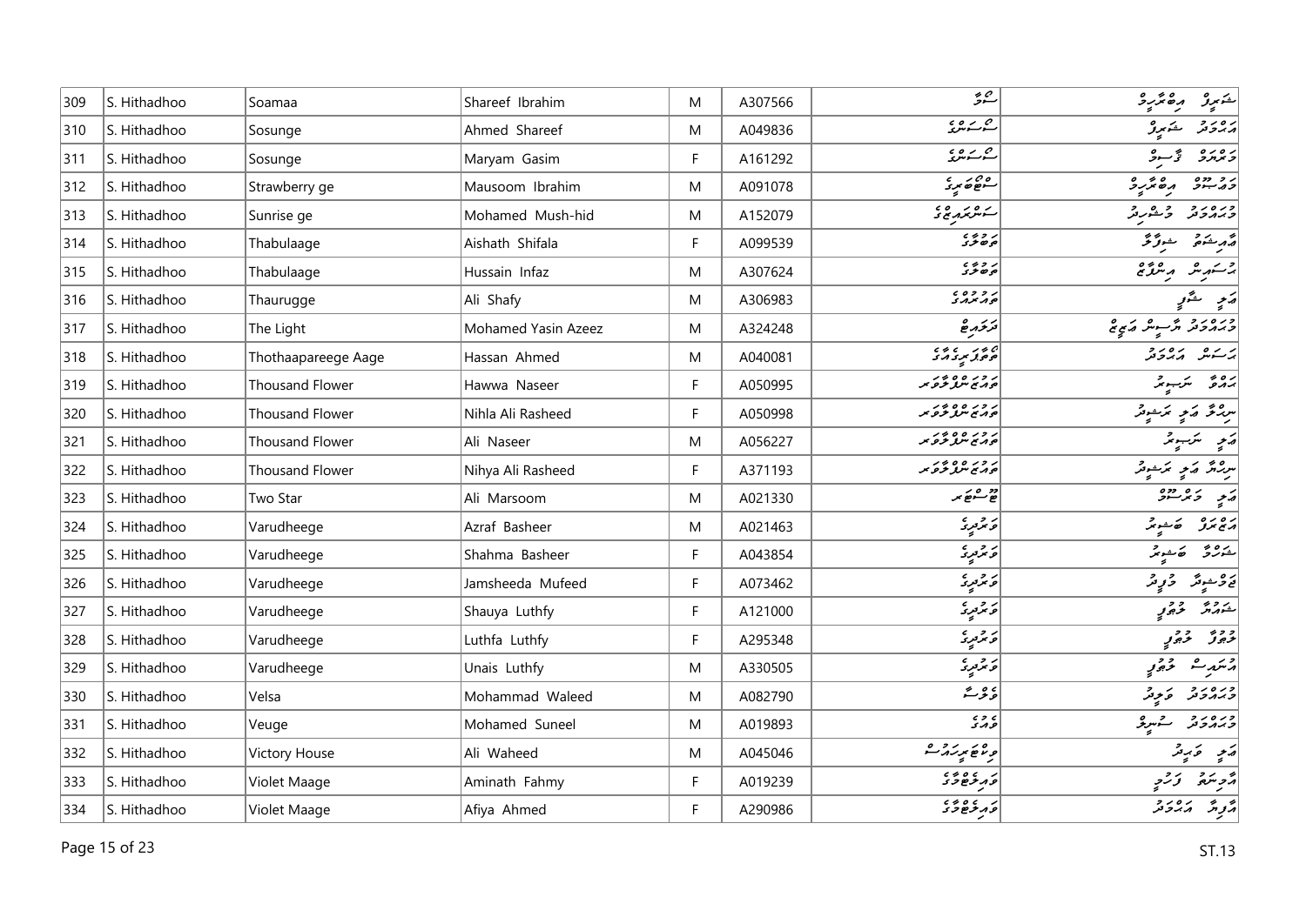| 309 | S. Hithadhoo | Soamaa | Shareef Ibrahim | M | A307566 | ސޯމާ | ޝަރީފް އިބްރާހީމް |
|---|---|---|---|---|---|---|---|
| 310 | S. Hithadhoo | Sosunge | Ahmed Shareef | M | A049836 | ސޯސަންގެ | އަޙްމަދު ޝަރީފް |
| 311 | S. Hithadhoo | Sosunge | Maryam Gasim | F | A161292 | ސޯސަންގެ | މަރްޔަމް ޤާސިމް |
| 312 | S. Hithadhoo | Strawberry ge | Mausoom Ibrahim | M | A091078 | ސްޓްރޯބެރީގެ | މައުޞޫމް އިބްރާހީމް |
| 313 | S. Hithadhoo | Sunrise ge | Mohamed Mush-hid | M | A152079 | ސަންރައިޒްގެ | މުޙައްމަދު މުޝްހިދު |
| 314 | S. Hithadhoo | Thabulaage | Aishath Shifala | F | A099539 | ތަބުލާގެ | އާއިޝަތު ޝިފާލާ |
| 315 | S. Hithadhoo | Thabulaage | Hussain Infaz | M | A307624 | ތަބުލާގެ | ޙުސައިން އިންފާޒް |
| 316 | S. Hithadhoo | Thaurugge | Ali Shafy | M | A306983 | ތައުރުއްގެ | އަލި ޝާފީ |
| 317 | S. Hithadhoo | The Light | Mohamed Yasin Azeez | M | A324248 | ދަލައިޓް | މުޙައްމަދު ޔާސިން އަޒީޒް |
| 318 | S. Hithadhoo | Thothaapareege Aage | Hassan Ahmed | M | A040081 | ތޮތާޕަރީގެއާގެ | ޙަސަން އަޙްމަދު |
| 319 | S. Hithadhoo | Thousand Flower | Hawwa Naseer | F | A050995 | ތައުޒަންޑްފްލަވަރ | ޙައްވާ ނަޞީރު |
| 320 | S. Hithadhoo | Thousand Flower | Nihla Ali Rasheed | F | A050998 | ތައުޒަންޑްފްލަވަރ | ނިހްލާ އަލި ރަޝީދު |
| 321 | S. Hithadhoo | Thousand Flower | Ali Naseer | M | A056227 | ތައުޒަންޑްފްލަވަރ | އަލި ނަޞީރު |
| 322 | S. Hithadhoo | Thousand Flower | Nihya Ali Rasheed | F | A371193 | ތައުޒަންޑްފްލަވަރ | ނިހްޔާ އަލި ރަޝީދު |
| 323 | S. Hithadhoo | Two Star | Ali Marsoom | M | A021330 | ޓޫސްޓަރ | އަލި މަރްސޫމް |
| 324 | S. Hithadhoo | Varudheege | Azraf Basheer | M | A021463 | ވަރުދީގެ | އަޒްރަފް ބަޝީރު |
| 325 | S. Hithadhoo | Varudheege | Shahma Basheer | F | A043854 | ވަރުދީގެ | ޝަހްމާ ބަޝީރު |
| 326 | S. Hithadhoo | Varudheege | Jamsheeda Mufeed | F | A073462 | ވަރުދީގެ | ޖަމްޝީދާ މުފީދު |
| 327 | S. Hithadhoo | Varudheege | Shauya Luthfy | F | A121000 | ވަރުދީގެ | ޝައުޔާ ލުތުފީ |
| 328 | S. Hithadhoo | Varudheege | Luthfa Luthfy | F | A295348 | ވަރުދީގެ | ލުތުފާ ލުތުފީ |
| 329 | S. Hithadhoo | Varudheege | Unais Luthfy | M | A330505 | ވަރުދީގެ | އުނައިސް ލުތުފީ |
| 330 | S. Hithadhoo | Velsa | Mohammad Waleed | M | A082790 | ވެލްސާ | މުޙައްމަދު ވަލީދު |
| 331 | S. Hithadhoo | Veuge | Mohamed Suneel | M | A019893 | ވެއުގެ | މުޙައްމަދު ސުނީލް |
| 332 | S. Hithadhoo | Victory House | Ali Waheed | M | A045046 | ވިކްޓަރީހައުސް | އަލި ވަޙީދު |
| 333 | S. Hithadhoo | Violet Maage | Aminath Fahmy | F | A019239 | ވައިލެޓްމާގެ | އާމިނަތު ފަހުމީ |
| 334 | S. Hithadhoo | Violet Maage | Afiya Ahmed | F | A290986 | ވައިލެޓްމާގެ | އާފިޔާ އަޙްމަދު |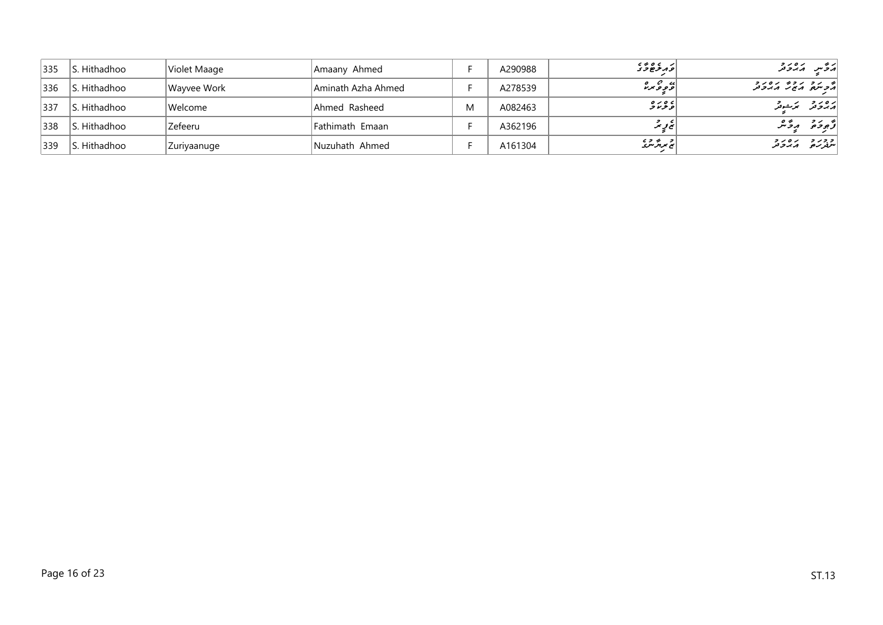| 335 | S. Hithadhoo | Violet Maage | Amaany Ahmed | F | A290988 | ވައިލެޓްމާގެ | އަމާނީ އަހުމަދު |
|---|---|---|---|---|---|---|---|
| 336 | S. Hithadhoo | Wayvee Work | Aminath Azha Ahmed | F | A278539 | ވޭވީވޯކް | އާމިނަތު އަޒުހާ އަހުމަދު |
| 337 | S. Hithadhoo | Welcome | Ahmed Rasheed | M | A082463 | ވެލްކަމް | އަހުމަދު ރަޝީދު |
| 338 | S. Hithadhoo | Zefeeru | Fathimath Emaan | F | A362196 | ޒެފީރު | ފާތިމަތު އީމާން |
| 339 | S. Hithadhoo | Zuriyaanuge | Nuzuhath Ahmed | F | A161304 | ޒުރިޔާނުގެ | ނުޒުހަތު އަހުމަދު |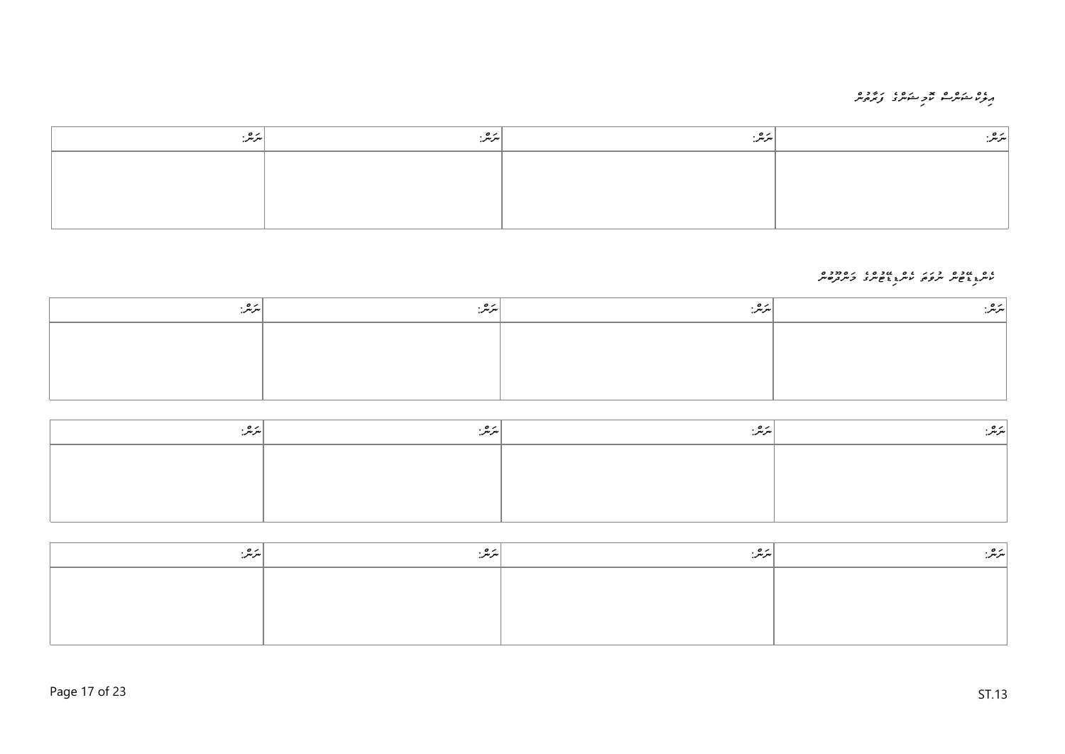# ދިވެހި ބަހުގެ ޢިލްމީ ގާމޫސް

| ނަންބަރު: | ނަންބަރު: | ނަންބަރު: | ނަންބަރު: |
|---|---|---|---|
| | | | |

## ކުރީގެ ބޭފުޅުން ލިޔުއްވާފައިވާ ތާރީޚީ ލިޔުންތައް

| ނަންބަރު: | ނަންބަރު: | ނަންބަރު: | ނަންބަރު: |
|---|---|---|---|
| | | | |

| ނަންބަރު: | ނަންބަރު: | ނަންބަރު: | ނަންބަރު: |
|---|---|---|---|
| | | | |

| ނަންބަރު: | ނަންބަރު: | ނަންބަރު: | ނަންބަރު: |
|---|---|---|---|
| | | | |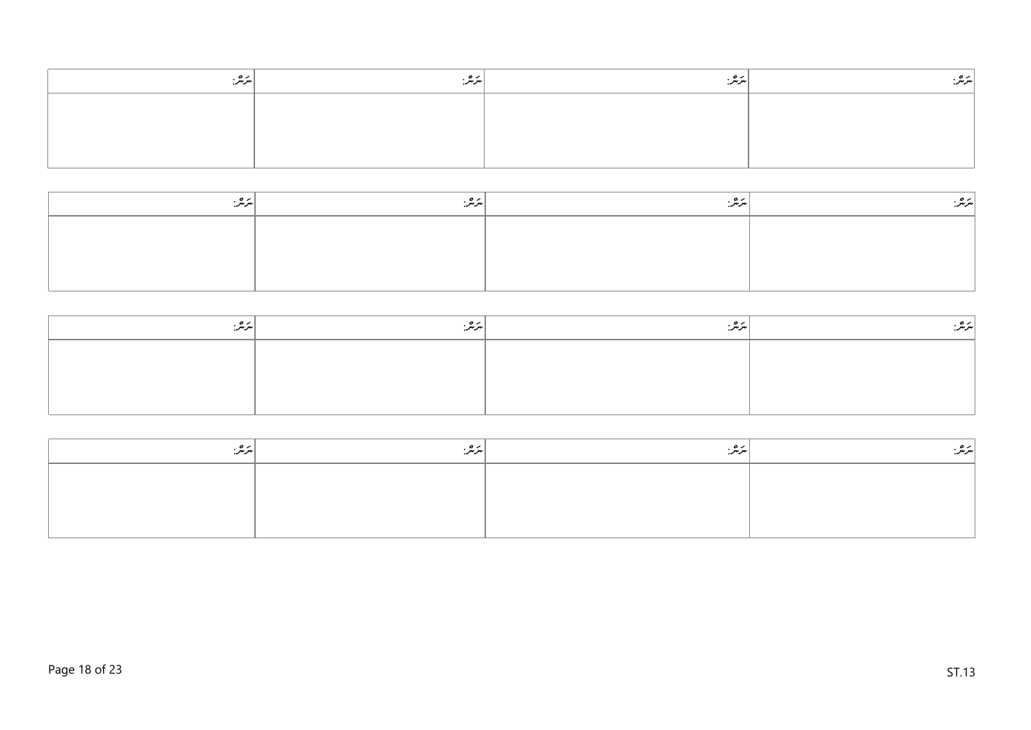| نَرَسْ: | نَرَسْ: | نَرَسْ: | نَرَسْ: |
| --- | --- | --- | --- |
| | | | |

| نَرَسْ: | نَرَسْ: | نَرَسْ: | نَرَسْ: |
| --- | --- | --- | --- |
| | | | |

| نَرَسْ: | نَرَسْ: | نَرَسْ: | نَرَسْ: |
| --- | --- | --- | --- |
| | | | |

| نَرَسْ: | نَرَسْ: | نَرَسْ: | نَرَسْ: |
| --- | --- | --- | --- |
| | | | |

ST.13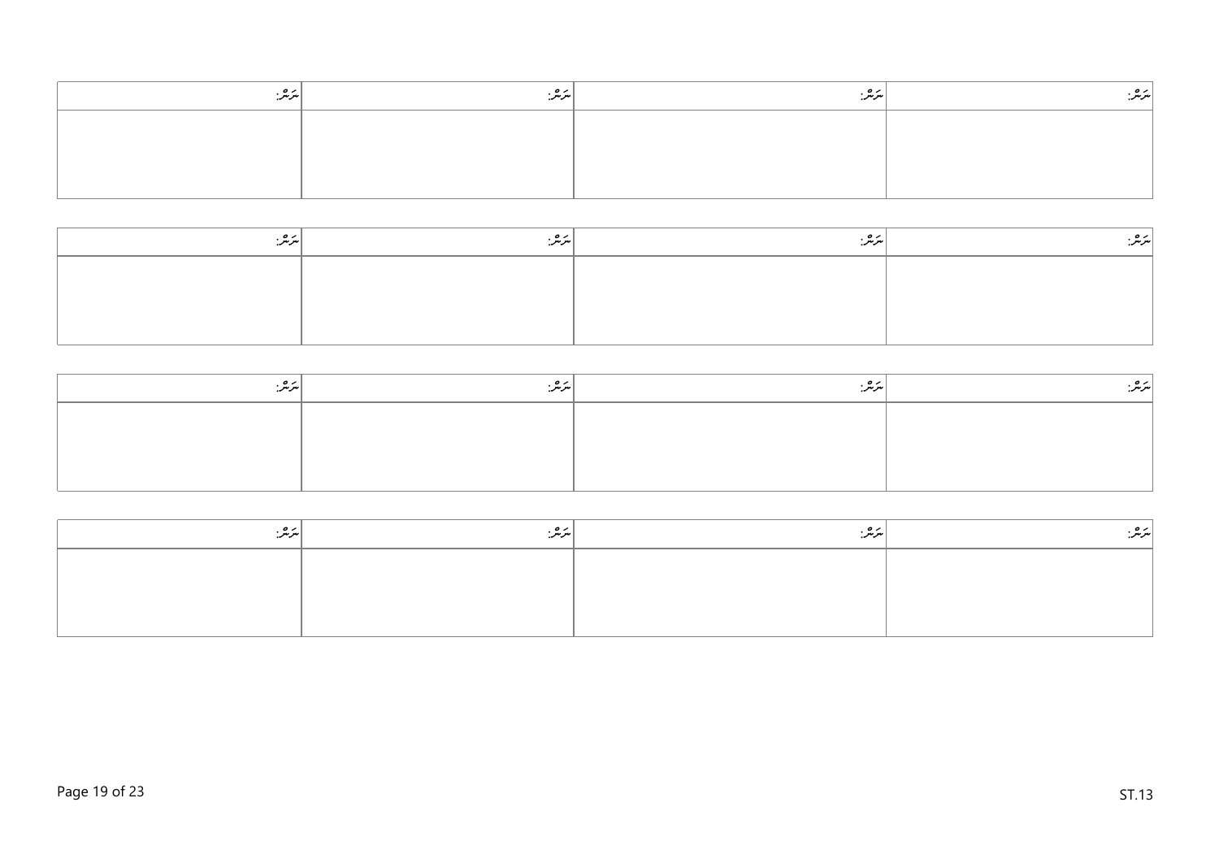| ނަރުދ: | ނަރުދ: | ނަރުދ: | ނަރުދ: |
| --- | --- | --- | --- |
| | | | |

| ނަރުދ: | ނަރުދ: | ނަރުދ: | ނަރުދ: |
| --- | --- | --- | --- |
| | | | |

| ނަރުދ: | ނަރުދ: | ނަރުދ: | ނަރުދ: |
| --- | --- | --- | --- |
| | | | |

| ނަރުދ: | ނަރުދ: | ނަރުދ: | ނަރުދ: |
| --- | --- | --- | --- |
| | | | |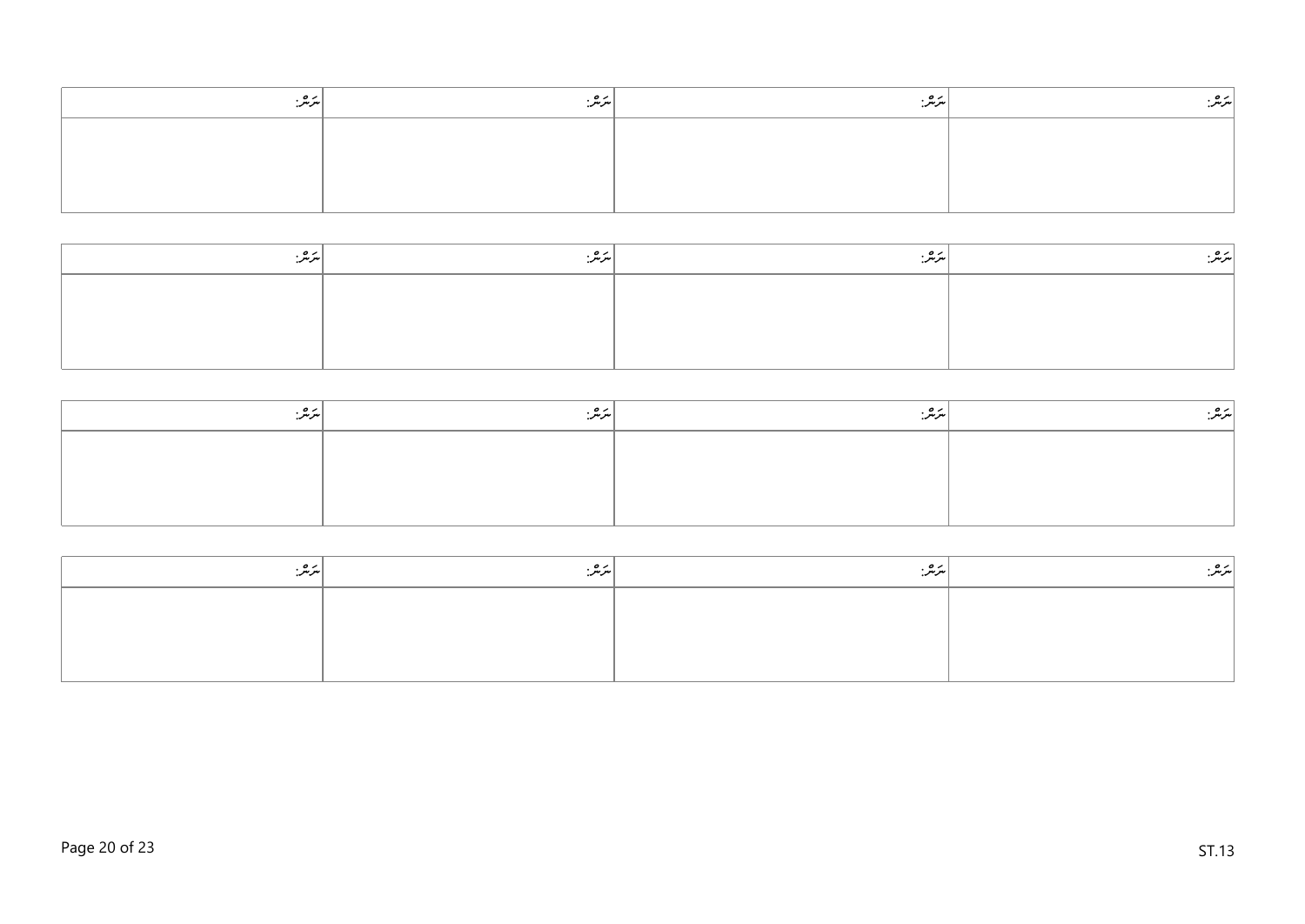| ނަރަދ: | ނަރަދ: | ނަރަދ: | ނަރަދ: |
| --- | --- | --- | --- |
| | | | |

| ނަރަދ: | ނަރަދ: | ނަރަދ: | ނަރަދ: |
| --- | --- | --- | --- |
| | | | |

| ނަރަދ: | ނަރަދ: | ނަރަދ: | ނަރަދ: |
| --- | --- | --- | --- |
| | | | |

| ނަރަދ: | ނަރަދ: | ނަރަދ: | ނަރަދ: |
| --- | --- | --- | --- |
| | | | |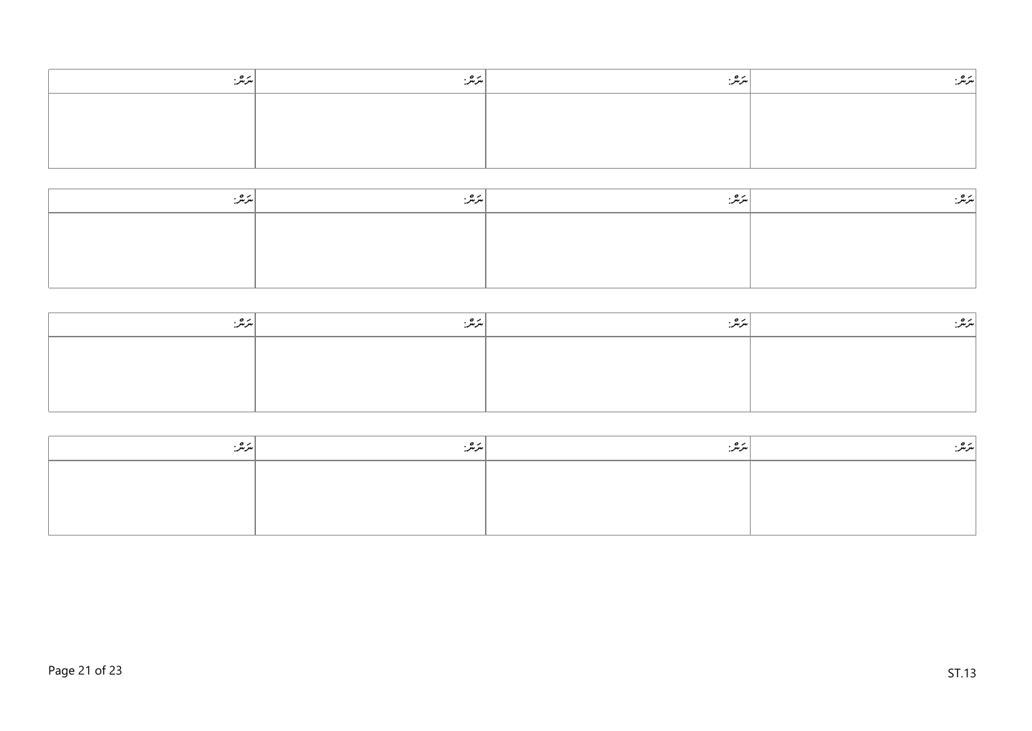| ނަރުދ: | ނަރުދ: | ނަރުދ: | ނަރުދ: |
| --- | --- | --- | --- |
| | | | |

| ނަރުދ: | ނަރުދ: | ނަރުދ: | ނަރުދ: |
| --- | --- | --- | --- |
| | | | |

| ނަރުދ: | ނަރުދ: | ނަރުދ: | ނަރުދ: |
| --- | --- | --- | --- |
| | | | |

| ނަރުދ: | ނަރުދ: | ނަރުދ: | ނަރުދ: |
| --- | --- | --- | --- |
| | | | |

ST.13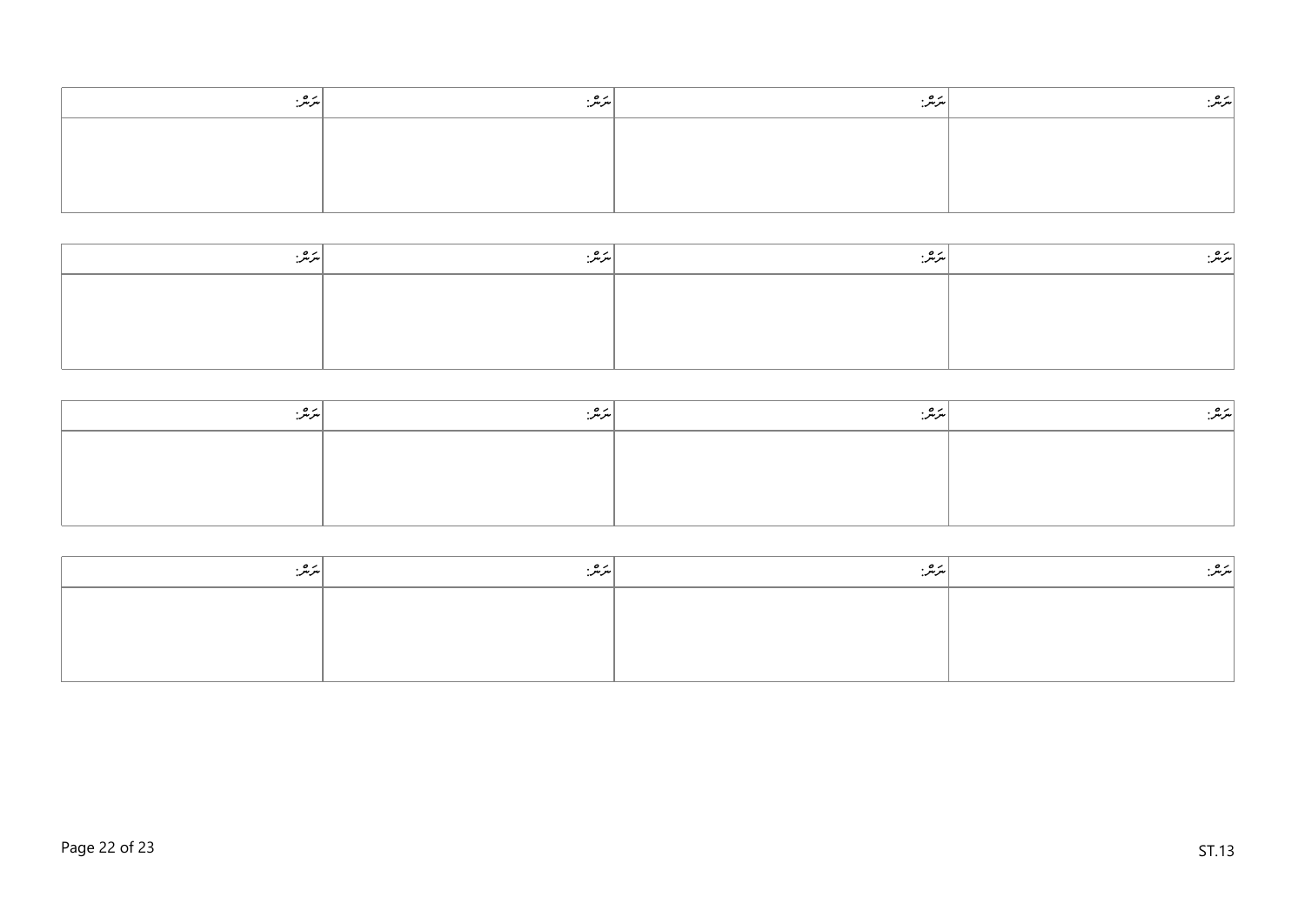| ނަރަދު: | ނަރަދު: | ނަރަދު: | ނަރަދު: |
|---|---|---|---|
| | | | |

| ނަރަދު: | ނަރަދު: | ނަރަދު: | ނަރަދު: |
|---|---|---|---|
| | | | |

| ނަރަދު: | ނަރަދު: | ނަރަދު: | ނަރަދު: |
|---|---|---|---|
| | | | |

| ނަރަދު: | ނަރަދު: | ނަރަދު: | ނަރަދު: |
|---|---|---|---|
| | | | |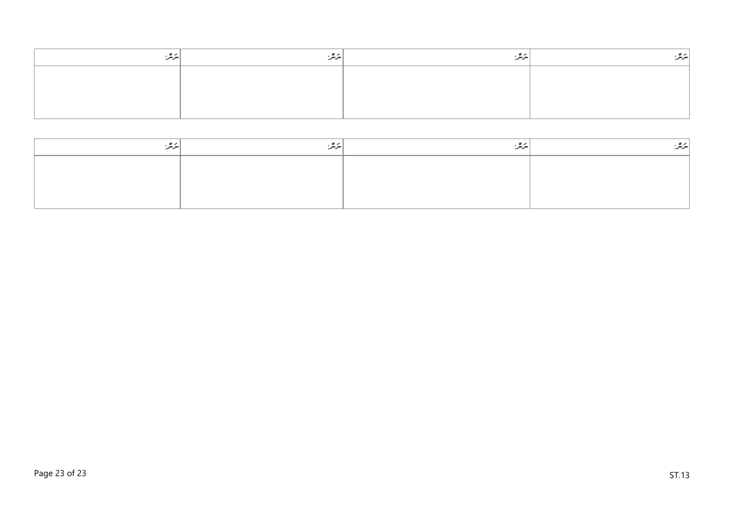| ނަރުދ: | ނަރުދ: | ނަރުދ: | ނަރުދ: |
| --- | --- | --- | --- |
| | | | |

| ނަރުދ: | ނަރުދ: | ނަރުދ: | ނަރުދ: |
| --- | --- | --- | --- |
| | | | |